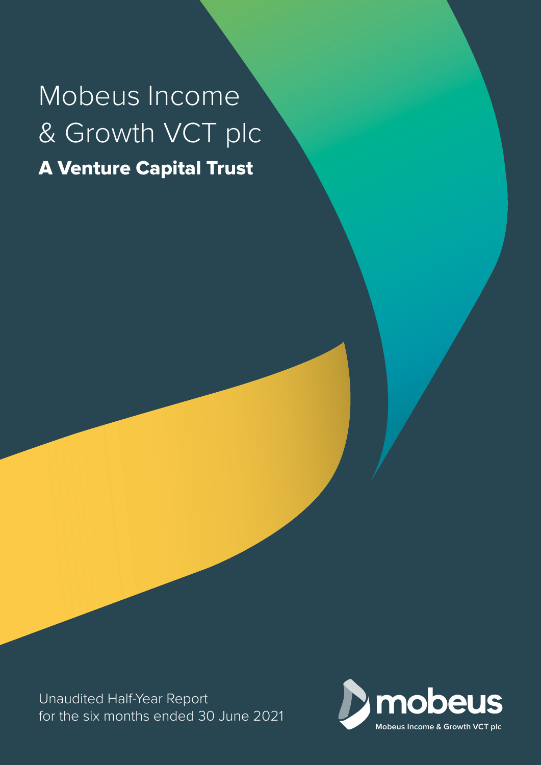# Mobeus Income & Growth VCT plc

## A Venture Capital Trust

Unaudited Half-Year Report for the six months ended 30 June 2021

mobeus

Mobeus Income & Growth VCT plc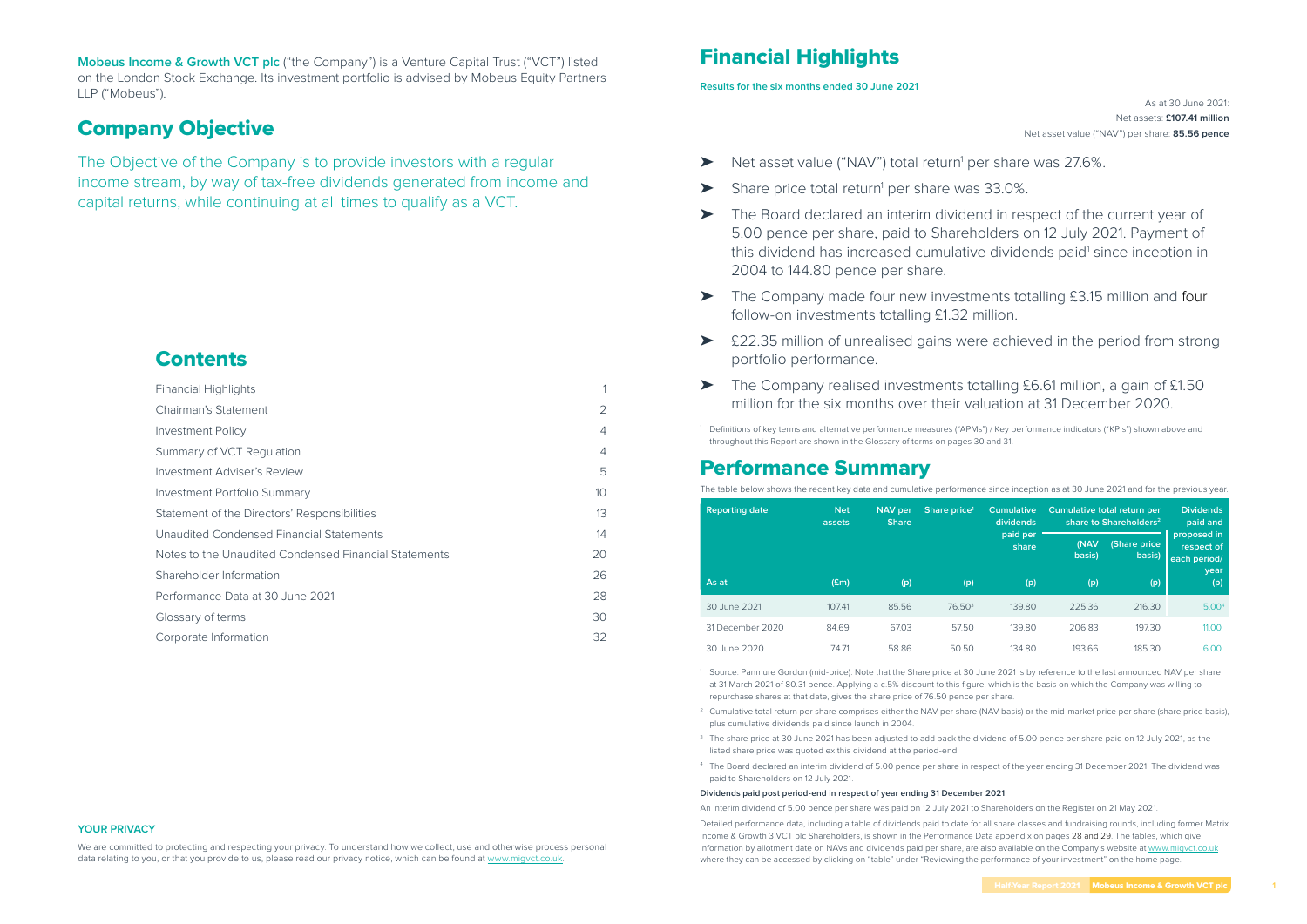**Mobeus Income & Growth VCT plc** ("the Company") is a Venture Capital Trust ("VCT") listed on the London Stock Exchange. Its investment portfolio is advised by Mobeus Equity Partners LLP ("Mobeus").

## Company Objective

The Objective of the Company is to provide investors with a regular income stream, by way of tax-free dividends generated from income and capital returns, while continuing at all times to qualify as a VCT.

## Contents

| | |
|---|---|
| Financial Highlights | 1 |
| Chairman's Statement | 2 |
| Investment Policy | 4 |
| Summary of VCT Regulation | 4 |
| Investment Adviser's Review | 5 |
| Investment Portfolio Summary | 10 |
| Statement of the Directors' Responsibilities | 13 |
| Unaudited Condensed Financial Statements | 14 |
| Notes to the Unaudited Condensed Financial Statements | 20 |
| Shareholder Information | 26 |
| Performance Data at 30 June 2021 | 28 |
| Glossary of terms | 30 |
| Corporate Information | 32 |

**YOUR PRIVACY**

We are committed to protecting and respecting your privacy. To understand how we collect, use and otherwise process personal data relating to you, or that you provide to us, please read our privacy notice, which can be found at www.migvct.co.uk.

## Financial Highlights

**Results for the six months ended 30 June 2021**

As at 30 June 2021:
Net assets: **£107.41 million**
Net asset value ("NAV") per share: **85.56 pence**

- Net asset value ("NAV") total return[1] per share was 27.6%.
- Share price total return[1] per share was 33.0%.
- The Board declared an interim dividend in respect of the current year of 5.00 pence per share, paid to Shareholders on 12 July 2021. Payment of this dividend has increased cumulative dividends paid[1] since inception in 2004 to 144.80 pence per share.
- The Company made four new investments totalling £3.15 million and four follow-on investments totalling £1.32 million.
- £22.35 million of unrealised gains were achieved in the period from strong portfolio performance.
- The Company realised investments totalling £6.61 million, a gain of £1.50 million for the six months over their valuation at 31 December 2020.

[1] Definitions of key terms and alternative performance measures ("APMs") / Key performance indicators ("KPIs") shown above and throughout this Report are shown in the Glossary of terms on pages 30 and 31.

## Performance Summary

The table below shows the recent key data and cumulative performance since inception as at 30 June 2021 and for the previous year.

| Reporting date | Net assets | NAV per Share | Share price[1] | Cumulative dividends paid per share | Cumulative total return per share to Shareholders[2] | | Dividends paid and proposed in respect of each period/ year |
|---|---|---|---|---|---|---|---|
| | | | | | (NAV basis) | (Share price basis) | |
| As at | (£m) | (p) | (p) | (p) | (p) | (p) | (p) |
| 30 June 2021 | 107.41 | 85.56 | 76.50[3] | 139.80 | 225.36 | 216.30 | 5.00[4] |
| 31 December 2020 | 84.69 | 67.03 | 57.50 | 139.80 | 206.83 | 197.30 | 11.00 |
| 30 June 2020 | 74.71 | 58.86 | 50.50 | 134.80 | 193.66 | 185.30 | 6.00 |

[1] Source: Panmure Gordon (mid-price). Note that the Share price at 30 June 2021 is by reference to the last announced NAV per share at 31 March 2021 of 80.31 pence. Applying a c.5% discount to this figure, which is the basis on which the Company was willing to repurchase shares at that date, gives the share price of 76.50 pence per share.

[2] Cumulative total return per share comprises either the NAV per share (NAV basis) or the mid-market price per share (share price basis), plus cumulative dividends paid since launch in 2004.

[3] The share price at 30 June 2021 has been adjusted to add back the dividend of 5.00 pence per share paid on 12 July 2021, as the listed share price was quoted ex this dividend at the period-end.

[4] The Board declared an interim dividend of 5.00 pence per share in respect of the year ending 31 December 2021. The dividend was paid to Shareholders on 12 July 2021.

**Dividends paid post period-end in respect of year ending 31 December 2021**

An interim dividend of 5.00 pence per share was paid on 12 July 2021 to Shareholders on the Register on 21 May 2021.

Detailed performance data, including a table of dividends paid to date for all share classes and fundraising rounds, including former Matrix Income & Growth 3 VCT plc Shareholders, is shown in the Performance Data appendix on pages 28 and 29. The tables, which give information by allotment date on NAVs and dividends paid per share, are also available on the Company's website at www.migvct.co.uk where they can be accessed by clicking on "table" under "Reviewing the performance of your investment" on the home page.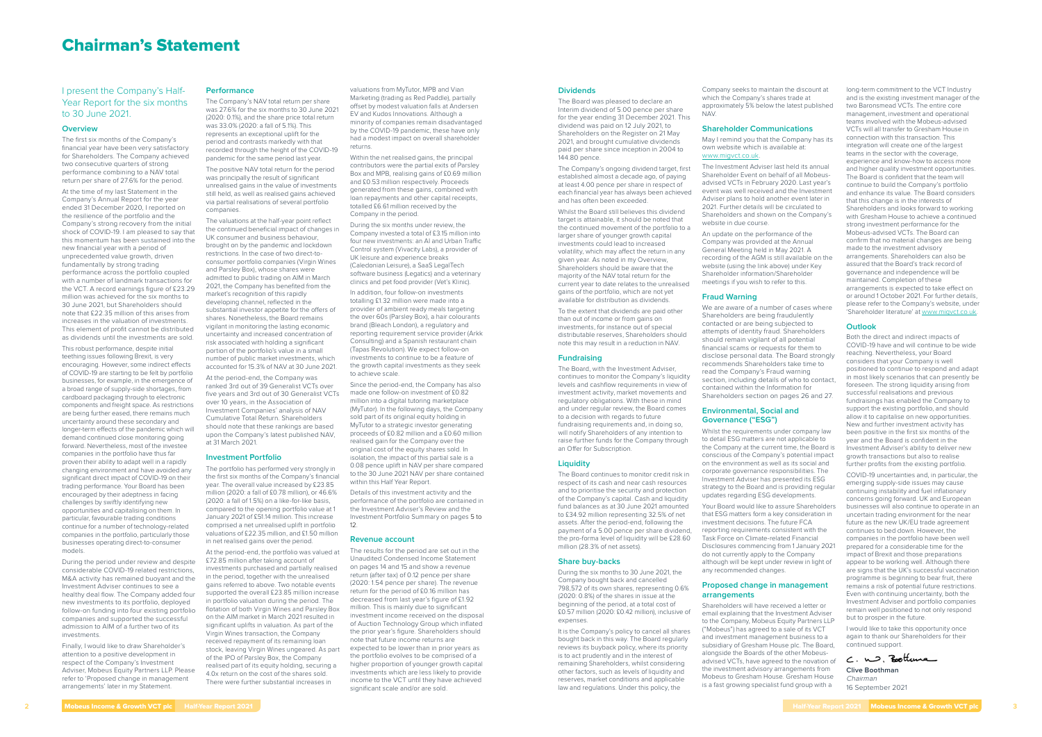# Chairman's Statement

I present the Company's Half-Year Report for the six months to 30 June 2021.

## Overview

The first six months of the Company's financial year have been very satisfactory for Shareholders. The Company achieved two consecutive quarters of strong performance combining to a NAV total return per share of 27.6% for the period.

At the time of my last Statement in the Company's Annual Report for the year ended 31 December 2020, I reported on the resilience of the portfolio and the Company's strong recovery from the initial shock of COVID-19. I am pleased to say that this momentum has been sustained into the new financial year with a period of unprecedented value growth, driven fundamentally by strong trading performance across the portfolio coupled with a number of landmark transactions for the VCT. A record earnings figure of £23.29 million was achieved for the six months to 30 June 2021, but Shareholders should note that £22.35 million of this arises from increases in the valuation of investments. This element of profit cannot be distributed as dividends until the investments are sold.

This robust performance, despite initial teething issues following Brexit, is very encouraging. However, some indirect effects of COVID-19 are starting to be felt by portfolio businesses, for example, in the emergence of a broad range of supply-side shortages, from cardboard packaging through to electronic components and freight space. As restrictions are being further eased, there remains much uncertainty around these secondary and longer-term effects of the pandemic which will demand continued close monitoring going forward. Nevertheless, most of the investee companies in the portfolio have thus far proven their ability to adapt well in a rapidly changing environment and have avoided any significant direct impact of COVID-19 on their trading performance. Your Board has been encouraged by their adeptness in facing challenges by swiftly identifying new opportunities and capitalising on them. In particular, favourable trading conditions continue for a number of technology-related companies in the portfolio, particularly those businesses operating direct-to-consumer models.

During the period under review and despite considerable COVID-19 related restrictions, M&A activity has remained buoyant and the Investment Adviser continues to see a healthy deal flow. The Company added four new investments to its portfolio, deployed follow-on funding into four existing portfolio companies and supported the successful admission to AIM of a further two of its investments.

Finally, I would like to draw Shareholder's attention to a positive development in respect of the Company's Investment Adviser, Mobeus Equity Partners LLP. Please refer to 'Proposed change in management arrangements' later in my Statement.

## Performance

The Company's NAV total return per share was 27.6% for the six months to 30 June 2021 (2020: 0.1%), and the share price total return was 33.0% (2020: a fall of 5.1%). This represents an exceptional uplift for the period and contrasts markedly with that recorded through the height of the COVID-19 pandemic for the same period last year.

The positive NAV total return for the period was principally the result of significant unrealised gains in the value of investments still held, as well as realised gains achieved via partial realisations of several portfolio companies.

The valuations at the half-year point reflect the continued beneficial impact of changes in UK consumer and business behaviour, brought on by the pandemic and lockdown restrictions. In the case of two direct-to-consumer portfolio companies (Virgin Wines and Parsley Box), whose shares were admitted to public trading on AIM in March 2021, the Company has benefited from the market's recognition of this rapidly developing channel, reflected in the substantial investor appetite for the offers of shares. Nonetheless, the Board remains vigilant in monitoring the lasting economic uncertainty and increased concentration of risk associated with holding a significant portion of the portfolio's value in a small number of public market investments, which accounted for 15.3% of NAV at 30 June 2021.

At the period-end, the Company was ranked 3rd out of 39 Generalist VCTs over five years and 3rd out of 32 Generalist VCTs over 10 years, in the Association of Investment Companies' analysis of NAV Cumulative Total Return. Shareholders should note that these rankings are based upon the Company's latest published NAV, at 31 March 2021.

## Investment Portfolio

The portfolio has performed very strongly in the first six months of the Company's financial year. The overall value increased by £23.85 million (2020: a fall of £0.78 million), or 46.6% (2020: a fall of 1.5%) on a like-for-like basis, compared to the opening portfolio value at 1 January 2021 of £51.14 million. This increase comprised a net unrealised uplift in portfolio valuations of £22.35 million, and £1.50 million in net realised gains over the period.

At the period-end, the portfolio was valued at £72.85 million after taking account of investments purchased and partially realised in the period, together with the unrealised gains referred to above. Two notable events supported the overall £23.85 million increase in portfolio valuation during the period. The flotation of both Virgin Wines and Parsley Box on the AIM market in March 2021 resulted in significant uplifts in valuation. As part of the Virgin Wines transaction, the Company received repayment of its remaining loan stock, leaving Virgin Wines ungeared. As part of the IPO of Parsley Box, the Company realised part of its equity holding, securing a 4.0x return on the cost of the shares sold. There were further substantial increases in valuations from MyTutor, MPB and Vian Marketing (trading as Red Paddle), partially offset by modest valuation falls at Andersen EV and Kudos Innovations. Although a minority of companies remain disadvantaged by the COVID-19 pandemic, these have only had a modest impact on overall shareholder returns.

Within the net realised gains, the principal contributors were the partial exits of Parsley Box and MPB, realising gains of £0.69 million and £0.53 million respectively. Proceeds generated from these gains, combined with loan repayments and other capital receipts, totalled £6.61 million received by the Company in the period.

During the six months under review, the Company invested a total of £3.15 million into four new investments: an AI and Urban Traffic Control system (Vivacity Labs), a provider of UK leisure and experience breaks (Caledonian Leisure), a SaaS LegalTech software business (Legatics) and a veterinary clinics and pet food provider (Vet's Klinic).

In addition, four follow-on investments totalling £1.32 million were made into a provider of ambient ready meals targeting the over 60s (Parsley Box), a hair colourants brand (Bleach London), a regulatory and reporting requirement service provider (Arkk Consulting) and a Spanish restaurant chain (Tapas Revolution). We expect follow-on investments to continue to be a feature of the growth capital investments as they seek to achieve scale.

Since the period-end, the Company has also made one follow-on investment of £0.82 million into a digital tutoring marketplace (MyTutor). In the following days, the Company sold part of its original equity holding in MyTutor to a strategic investor generating proceeds of £0.82 million and a £0.60 million realised gain for the Company over the original cost of the equity shares sold. In isolation, the impact of this partial sale is a 0.08 pence uplift in NAV per share compared to the 30 June 2021 NAV per share contained within this Half Year Report.

Details of this investment activity and the performance of the portfolio are contained in the Investment Adviser's Review and the Investment Portfolio Summary on pages 5 to 12.

## Revenue account

The results for the period are set out in the Unaudited Condensed Income Statement on pages 14 and 15 and show a revenue return (after tax) of 0.12 pence per share (2020: 1.54 pence per share). The revenue return for the period of £0.16 million has decreased from last year's figure of £1.92 million. This is mainly due to significant investment income received on the disposal of Auction Technology Group which inflated the prior year's figure. Shareholders should note that future income returns are expected to be lower than in prior years as the portfolio evolves to be comprised of a higher proportion of younger growth capital investments which are less likely to provide income to the VCT until they have achieved significant scale and/or are sold.

## Dividends

The Board was pleased to declare an Interim dividend of 5.00 pence per share for the year ending 31 December 2021. This dividend was paid on 12 July 2021, to Shareholders on the Register on 21 May 2021, and brought cumulative dividends paid per share since inception in 2004 to 144.80 pence.

The Company's ongoing dividend target, first established almost a decade ago, of paying at least 4.00 pence per share in respect of each financial year has always been achieved and has often been exceeded.

Whilst the Board still believes this dividend target is attainable, it should be noted that the continued movement of the portfolio to a larger share of younger growth capital investments could lead to increased volatility, which may affect the return in any given year. As noted in my Overview, Shareholders should be aware that the majority of the NAV total return for the current year to date relates to the unrealised gains of the portfolio, which are not yet available for distribution as dividends.

To the extent that dividends are paid other than out of income or from gains on investments, for instance out of special distributable reserves, Shareholders should note this may result in a reduction in NAV.

## Fundraising

The Board, with the Investment Adviser, continues to monitor the Company's liquidity levels and cashflow requirements in view of investment activity, market movements and regulatory obligations. With these in mind and under regular review, the Board comes to a decision with regards to future fundraising requirements and, in doing so, will notify Shareholders of any intention to raise further funds for the Company through an Offer for Subscription.

## Liquidity

The Board continues to monitor credit risk in respect of its cash and near cash resources and to prioritise the security and protection of the Company's capital. Cash and liquidity fund balances as at 30 June 2021 amounted to £34.92 million representing 32.5% of net assets. After the period-end, following the payment of a 5.00 pence per share dividend, the pro-forma level of liquidity will be £28.60 million (28.3% of net assets).

## Share buy-backs

During the six months to 30 June 2021, the Company bought back and cancelled 798,572 of its own shares, representing 0.6% (2020: 0.8%) of the shares in issue at the beginning of the period, at a total cost of £0.57 million (2020: £0.42 million), inclusive of expenses.

It is the Company's policy to cancel all shares bought back in this way. The Board regularly reviews its buyback policy, where its priority is to act prudently and in the interest of remaining Shareholders, whilst considering other factors, such as levels of liquidity and reserves, market conditions and applicable law and regulations. Under this policy, the Company seeks to maintain the discount at which the Company's shares trade at approximately 5% below the latest published NAV.

## Shareholder Communications

May I remind you that the Company has its own website which is available at: www.migvct.co.uk.

The Investment Adviser last held its annual Shareholder Event on behalf of all Mobeus-advised VCTs in February 2020. Last year's event was well received and the Investment Adviser plans to hold another event later in 2021. Further details will be circulated to Shareholders and shown on the Company's website in due course.

An update on the performance of the Company was provided at the Annual General Meeting held in May 2021. A recording of the AGM is still available on the website (using the link above) under Key Shareholder information/Shareholder meetings if you wish to refer to this.

## Fraud Warning

We are aware of a number of cases where Shareholders are being fraudulently contacted or are being subjected to attempts of identity fraud. Shareholders should remain vigilant of all potential financial scams or requests for them to disclose personal data. The Board strongly recommends Shareholders take time to read the Company's Fraud warning section, including details of who to contact, contained within the Information for Shareholders section on pages 26 and 27.

## Environmental, Social and Governance ("ESG")

Whilst the requirements under company law to detail ESG matters are not applicable to the Company at the current time, the Board is conscious of the Company's potential impact on the environment as well as its social and corporate governance responsibilities. The Investment Adviser has presented its ESG strategy to the Board and is providing regular updates regarding ESG developments.

Your Board would like to assure Shareholders that ESG matters form a key consideration in investment decisions. The future FCA reporting requirements consistent with the Task Force on Climate-related Financial Disclosures commencing from 1 January 2021 do not currently apply to the Company although will be kept under review in light of any recommended changes.

## Proposed change in management arrangements

Shareholders will have received a letter or email explaining that the Investment Adviser to the Company, Mobeus Equity Partners LLP ("Mobeus") has agreed to a sale of its VCT and investment management business to a subsidiary of Gresham House plc. The Board, alongside the Boards of the other Mobeus-advised VCTs, have agreed to the novation of the investment advisory arrangements from Mobeus to Gresham House. Gresham House is a fast growing specialist fund group with a long-term commitment to the VCT Industry and is the existing investment manager of the two Baronsmead VCTs. The entire core management, investment and operational teams involved with the Mobeus-advised VCTs will all transfer to Gresham House in connection with this transaction. This integration will create one of the largest teams in the sector with the coverage, experience and know-how to access more and higher quality investment opportunities. The Board is confident that the team will continue to build the Company's portfolio and enhance its value. The Board considers that this change is in the interests of Shareholders and looks forward to working with Gresham House to achieve a continued strong investment performance for the Mobeus-advised VCTs. The Board can confirm that no material changes are being made to the investment advisory arrangements. Shareholders can also be assured that the Board's track record of governance and independence will be maintained. Completion of these arrangements is expected to take effect on or around 1 October 2021. For further details, please refer to the Company's website, under 'Shareholder literature' at www.migvct.co.uk.

## Outlook

Both the direct and indirect impacts of COVID-19 have and will continue to be wide reaching. Nevertheless, your Board considers that your Company is well positioned to continue to respond and adapt in most likely scenarios that can presently be foreseen. The strong liquidity arising from successful realisations and previous fundraisings has enabled the Company to support the existing portfolio, and should allow it to capitalise on new opportunities. New and further investment activity has been positive in the first six months of the year and the Board is confident in the Investment Adviser's ability to deliver new growth transactions but also to realise further profits from the existing portfolio.

COVID-19 uncertainties and, in particular, the emerging supply-side issues may cause continuing instability and fuel inflationary concerns going forward. UK and European businesses will also continue to operate in an uncertain trading environment for the near future as the new UK/EU trade agreement continues to bed down. However, the companies in the portfolio have been well prepared for a considerable time for the impact of Brexit and those preparations appear to be working well. Although there are signs that the UK's successful vaccination programme is beginning to bear fruit, there remains a risk of potential future restrictions. Even with continuing uncertainty, both the Investment Adviser and portfolio companies remain well positioned to not only respond but to prosper in the future.

I would like to take this opportunity once again to thank our Shareholders for their continued support.

**Clive Boothman**
*Chairman*
16 September 2021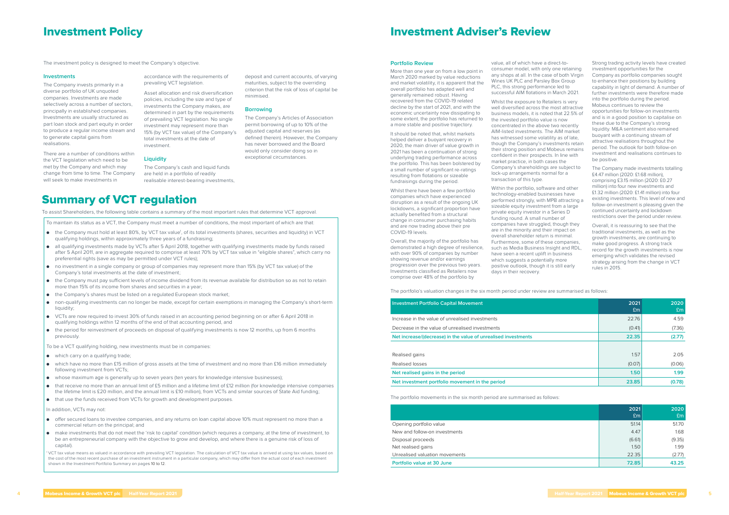# Investment Policy

The investment policy is designed to meet the Company's objective.

### Investments

The Company invests primarily in a diverse portfolio of UK unquoted companies. Investments are made selectively across a number of sectors, principally in established companies. Investments are usually structured as part loan stock and part equity in order to produce a regular income stream and to generate capital gains from realisations.

There are a number of conditions within the VCT legislation which need to be met by the Company and which may change from time to time. The Company will seek to make investments in accordance with the requirements of prevailing VCT legislation.

Asset allocation and risk diversification policies, including the size and type of investments the Company makes, are determined in part by the requirements of prevailing VCT legislation. No single investment may represent more than 15% (by VCT tax value) of the Company's total investments at the date of investment.

### Liquidity

The Company's cash and liquid funds are held in a portfolio of readily realisable interest-bearing investments, deposit and current accounts, of varying maturities, subject to the overriding criterion that the risk of loss of capital be minimised.

### Borrowing

The Company's Articles of Association permit borrowing of up to 10% of the adjusted capital and reserves (as defined therein). However, the Company has never borrowed and the Board would only consider doing so in exceptional circumstances.

# Summary of VCT regulation

To assist Shareholders, the following table contains a summary of the most important rules that determine VCT approval.

To maintain its status as a VCT, the Company must meet a number of conditions, the most important of which are that:

- the Company must hold at least 80%, by VCT tax value[1], of its total investments (shares, securities and liquidity) in VCT qualifying holdings, within approximately three years of a fundraising;
- all qualifying investments made by VCTs after 5 April 2018, together with qualifying investments made by funds raised after 5 April 2011, are in aggregate required to comprise at least 70% by VCT tax value in "eligible shares", which carry no preferential rights (save as may be permitted under VCT rules);
- no investment in a single company or group of companies may represent more than 15% (by VCT tax value) of the Company's total investments at the date of investment;
- the Company must pay sufficient levels of income dividend from its revenue available for distribution so as not to retain more than 15% of its income from shares and securities in a year;
- the Company's shares must be listed on a regulated European stock market;
- non-qualifying investments can no longer be made, except for certain exemptions in managing the Company's short-term liquidity;
- VCTs are now required to invest 30% of funds raised in an accounting period beginning on or after 6 April 2018 in qualifying holdings within 12 months of the end of that accounting period, and
- the period for reinvestment of proceeds on disposal of qualifying investments is now 12 months, up from 6 months previously.

To be a VCT qualifying holding, new investments must be in companies:

- which carry on a qualifying trade;
- which have no more than £15 million of gross assets at the time of investment and no more than £16 million immediately following investment from VCTs;
- whose maximum age is generally up to seven years (ten years for knowledge intensive businesses);
- that receive no more than an annual limit of £5 million and a lifetime limit of £12 million (for knowledge intensive companies the lifetime limit is £20 million, and the annual limit is £10 million), from VCTs and similar sources of State Aid funding;
- that use the funds received from VCTs for growth and development purposes.

In addition, VCTs may not:

- offer secured loans to investee companies, and any returns on loan capital above 10% must represent no more than a commercial return on the principal; and
- make investments that do not meet the 'risk to capital' condition (which requires a company, at the time of investment, to be an entrepreneurial company with the objective to grow and develop, and where there is a genuine risk of loss of capital).

[1] VCT tax value means as valued in accordance with prevailing VCT legislation. The calculation of VCT tax value is arrived at using tax values, based on the cost of the most recent purchase of an investment instrument in a particular company, which may differ from the actual cost of each investment shown in the Investment Portfolio Summary on pages 10 to 12.

# Investment Adviser's Review

### Portfolio Review

More than one year on from a low point in March 2020 marked by value reductions and market volatility, it is apparent that the overall portfolio has adapted well and generally remained robust. Having recovered from the COVID-19 related decline by the start of 2021, and with the economic uncertainty now dissipating to some extent, the portfolio has returned to a more stable and positive trajectory.

It should be noted that, whilst markets helped deliver a buoyant recovery in 2020, the main driver of value growth in 2021 has been a continuation of strong underlying trading performance across the portfolio. This has been bolstered by a small number of significant re-ratings resulting from flotations or sizeable fundraisings during the period.

Whilst there have been a few portfolio companies which have experienced disruption as a result of the ongoing UK lockdowns, a significant proportion have actually benefited from a structural change in consumer purchasing habits and are now trading above their pre COVID-19 levels.

Overall, the majority of the portfolio has demonstrated a high degree of resilience, with over 90% of companies by number showing revenue and/or earnings progression over the previous two years. Investments classified as Retailers now comprise over 48% of the portfolio by value, all of which have a direct-to-consumer model, with only one retaining any shops at all. In the case of both Virgin Wines UK PLC and Parsley Box Group PLC, this strong performance led to successful AIM flotations in March 2021.

Whilst the exposure to Retailers is very well diversified across the most attractive business models, it is noted that 22.5% of the invested portfolio value is now concentrated in the above two recently AIM-listed investments. The AIM market has witnessed some volatility as of late, though the Company's investments retain their strong position and Mobeus remains confident in their prospects. In line with market practice, in both cases the Company's shareholdings are subject to lock-up arrangements normal for a transaction of this type.

Within the portfolio, software and other technology-enabled businesses have performed strongly, with MPB attracting a sizeable equity investment from a large private equity investor in a Series D funding round. A small number of companies have struggled, though they are in the minority and their impact on overall shareholder return is minimal. Furthermore, some of these companies, such as Media Business Insight and RDL, have seen a recent uplift in business which suggests a potentially more positive outlook, though it is still early days in their recovery.

Strong trading activity levels have created investment opportunities for the Company as portfolio companies sought to enhance their positions by building capability in light of demand. A number of further investments were therefore made into the portfolio during the period. Mobeus continues to review the opportunities for follow-on investments and is in a good position to capitalise on these due to the Company's strong liquidity. M&A sentiment also remained buoyant with a continuing stream of attractive realisations throughout the period. The outlook for both follow-on investment and realisations continues to be positive.

The Company made investments totalling £4.47 million (2020: £1.68 million), comprising £3.15 million (2020: £0.27 million) into four new investments and £1.32 million (2020: £1.41 million) into four existing investments. This level of new and follow-on investment is pleasing given the continued uncertainty and lockdown restrictions over the period under review.

Overall, it is reassuring to see that the traditional investments, as well as the growth investments, are continuing to make good progress. A strong track record for the growth investments is now emerging which validates the revised strategy arising from the change in VCT rules in 2015.

The portfolio's valuation changes in the six month period under review are summarised as follows:

| Investment Portfolio Capital Movement | 2021 £m | 2020 £m |
|---|---|---|
| Increase in the value of unrealised investments | 22.76 | 4.59 |
| Decrease in the value of unrealised investments | (0.41) | (7.36) |
| **Net increase/(decrease) in the value of unrealised investments** | **22.35** | **(2.77)** |
| | | |
| Realised gains | 1.57 | 2.05 |
| Realised losses | (0.07) | (0.06) |
| **Net realised gains in the period** | **1.50** | **1.99** |
| **Net investment portfolio movement in the period** | **23.85** | **(0.78)** |

The portfolio movements in the six month period are summarised as follows:

| | 2021 £m | 2020 £m |
|---|---|---|
| Opening portfolio value | 51.14 | 51.70 |
| New and follow-on investments | 4.47 | 1.68 |
| Disposal proceeds | (6.61) | (9.35) |
| Net realised gains | 1.50 | 1.99 |
| Unrealised valuation movements | 22.35 | (2.77) |
| **Portfolio value at 30 June** | **72.85** | **43.25** |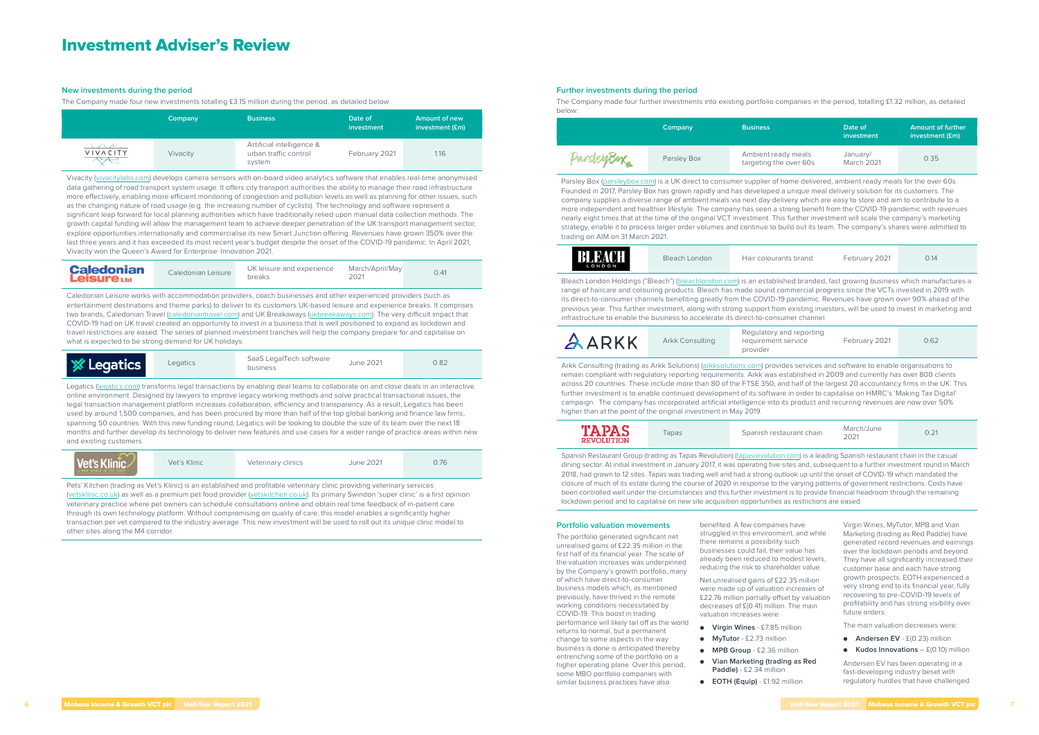# Investment Adviser's Review

## New investments during the period

The Company made four new investments totalling £3.15 million during the period, as detailed below:

| | Company | Business | Date of investment | Amount of new investment (£m) |
|---|---|---|---|---|
| VIVACITY | Vivacity | Artificial intelligence & urban traffic control system | February 2021 | 1.16 |

Vivacity (vivacitylabs.com) develops camera sensors with on-board video analytics software that enables real-time anonymised data gathering of road transport system usage. It offers city transport authorities the ability to manage their road infrastructure more effectively, enabling more efficient monitoring of congestion and pollution levels as well as planning for other issues, such as the changing nature of road usage (e.g. the increasing number of cyclists). The technology and software represent a significant leap forward for local planning authorities which have traditionally relied upon manual data collection methods. The growth capital funding will allow the management team to achieve deeper penetration of the UK transport management sector, explore opportunities internationally and commercialise its new Smart Junction offering. Revenues have grown 350% over the last three years and it has exceeded its most recent year's budget despite the onset of the COVID-19 pandemic. In April 2021, Vivacity won the Queen's Award for Enterprise: Innovation 2021.

| | Company | Business | Date of investment | Amount of new investment (£m) |
|---|---|---|---|---|
| Caledonian Leisure Ltd | Caledonian Leisure | UK leisure and experience breaks | March/April/May 2021 | 0.41 |

Caledonian Leisure works with accommodation providers, coach businesses and other experienced providers (such as entertainment destinations and theme parks) to deliver to its customers UK-based leisure and experience breaks. It comprises two brands, Caledonian Travel (caledoniantravel.com) and UK Breakaways (ukbreakaways.com). The very difficult impact that COVID-19 had on UK travel created an opportunity to invest in a business that is well positioned to expand as lockdown and travel restrictions are eased. The series of planned investment tranches will help the company prepare for and capitalise on what is expected to be strong demand for UK holidays.

| | Company | Business | Date of investment | Amount of new investment (£m) |
|---|---|---|---|---|
| Legatics | Legatics | SaaS LegalTech software business | June 2021 | 0.82 |

Legatics (legatics.com) transforms legal transactions by enabling deal teams to collaborate on and close deals in an interactive online environment. Designed by lawyers to improve legacy working methods and solve practical transactional issues, the legal transaction management platform increases collaboration, efficiency and transparency. As a result, Legatics has been used by around 1,500 companies, and has been procured by more than half of the top global banking and finance law firms, spanning 50 countries. With this new funding round, Legatics will be looking to double the size of its team over the next 18 months and further develop its technology to deliver new features and use cases for a wider range of practice areas within new and existing customers.

| | Company | Business | Date of investment | Amount of new investment (£m) |
|---|---|---|---|---|
| Vet's Klinic | Vet's Klinic | Veterinary clinics | June 2021 | 0.76 |

Pets' Kitchen (trading as Vet's Klinic) is an established and profitable veterinary clinic providing veterinary services (vetsklinic.co.uk) as well as a premium pet food provider (vetskitchen.co.uk). Its primary Swindon 'super clinic' is a first opinion veterinary practice where pet owners can schedule consultations online and obtain real time feedback of in-patient care through its own technology platform. Without compromising on quality of care, this model enables a significantly higher transaction per vet compared to the industry average. This new investment will be used to roll out its unique clinic model to other sites along the M4 corridor.

## Further investments during the period

The Company made four further investments into existing portfolio companies in the period, totalling £1.32 million, as detailed below:

| | Company | Business | Date of investment | Amount of further investment (£m) |
|---|---|---|---|---|
| ParsleyBox | Parsley Box | Ambient ready meals targeting the over 60s | January/ March 2021 | 0.35 |

Parsley Box (parsleybox.com) is a UK direct to consumer supplier of home delivered, ambient ready meals for the over 60s. Founded in 2017, Parsley Box has grown rapidly and has developed a unique meal delivery solution for its customers. The company supplies a diverse range of ambient meals via next day delivery which are easy to store and aim to contribute to a more independent and healthier lifestyle. The company has seen a strong benefit from the COVID-19 pandemic with revenues nearly eight times that at the time of the original VCT investment. This further investment will scale the company's marketing strategy, enable it to process larger order volumes and continue to build out its team. The company's shares were admitted to trading on AIM on 31 March 2021.

| | Company | Business | Date of investment | Amount of further investment (£m) |
|---|---|---|---|---|
| BLEACH LONDON | Bleach London | Hair colourants brand | February 2021 | 0.14 |

Bleach London Holdings ("Bleach") (bleachlondon.com) is an established branded, fast growing business which manufactures a range of haircare and colouring products. Bleach has made sound commercial progress since the VCTs invested in 2019 with its direct-to-consumer channels benefiting greatly from the COVID-19 pandemic. Revenues have grown over 90% ahead of the previous year. This further investment, along with strong support from existing investors, will be used to invest in marketing and infrastructure to enable the business to accelerate its direct-to-consumer channel.

| | Company | Business | Date of investment | Amount of further investment (£m) |
|---|---|---|---|---|
| ARKK | Arkk Consulting | Regulatory and reporting requirement service provider | February 2021 | 0.62 |

Arkk Consulting (trading as Arkk Solutions) (arkksolutions.com) provides services and software to enable organisations to remain compliant with regulatory reporting requirements. Arkk was established in 2009 and currently has over 800 clients across 20 countries. These include more than 80 of the FTSE 350, and half of the largest 20 accountancy firms in the UK. This further investment is to enable continued development of its software in order to capitalise on HMRC's 'Making Tax Digital' campaign. The company has incorporated artificial intelligence into its product and recurring revenues are now over 50% higher than at the point of the original investment in May 2019.

| | Company | Business | Date of investment | Amount of further investment (£m) |
|---|---|---|---|---|
| TAPAS REVOLUTION | Tapas | Spanish restaurant chain | March/June 2021 | 0.21 |

Spanish Restaurant Group (trading as Tapas Revolution) (tapasrevolution.com) is a leading Spanish restaurant chain in the casual dining sector. At initial investment in January 2017, it was operating five sites and, subsequent to a further investment round in March 2018, had grown to 12 sites. Tapas was trading well and had a strong outlook up until the onset of COVID-19 which mandated the closure of much of its estate during the course of 2020 in response to the varying patterns of government restrictions. Costs have been controlled well under the circumstances and this further investment is to provide financial headroom through the remaining lockdown period and to capitalise on new site acquisition opportunities as restrictions are eased.

## Portfolio valuation movements

The portfolio generated significant net unrealised gains of £22.35 million in the first half of its financial year. The scale of the valuation increases was underpinned by the Company's growth portfolio, many of which have direct-to-consumer business models which, as mentioned previously, have thrived in the remote working conditions necessitated by COVID-19. This boost in trading performance will likely tail off as the world returns to normal, but a permanent change to some aspects in the way business is done is anticipated thereby entrenching some of the portfolio on a higher operating plane. Over this period, some MBO portfolio companies with similar business practices have also benefited. A few companies have struggled in this environment, and while there remains a possibility such businesses could fail, their value has already been reduced to modest levels, reducing the risk to shareholder value.

Net unrealised gains of £22.35 million were made up of valuation increases of £22.76 million partially offset by valuation decreases of £(0.41) million. The main valuation increases were:

- **Virgin Wines** - £7.85 million
- **MyTutor** - £2.73 million
- **MPB Group** - £2.36 million
- **Vian Marketing (trading as Red Paddle)** - £2.34 million
- **EOTH (Equip)** - £1.92 million

Virgin Wines, MyTutor, MPB and Vian Marketing (trading as Red Paddle) have generated record revenues and earnings over the lockdown periods and beyond. They have all significantly increased their customer base and each have strong growth prospects. EOTH experienced a very strong end to its financial year, fully recovering to pre-COVID-19 levels of profitability and has strong visibility over future orders.

The main valuation decreases were:

- **Andersen EV** - £(0.23) million
- **Kudos Innovations** – £(0.10) million

Andersen EV has been operating in a fast-developing industry beset with regulatory hurdles that have challenged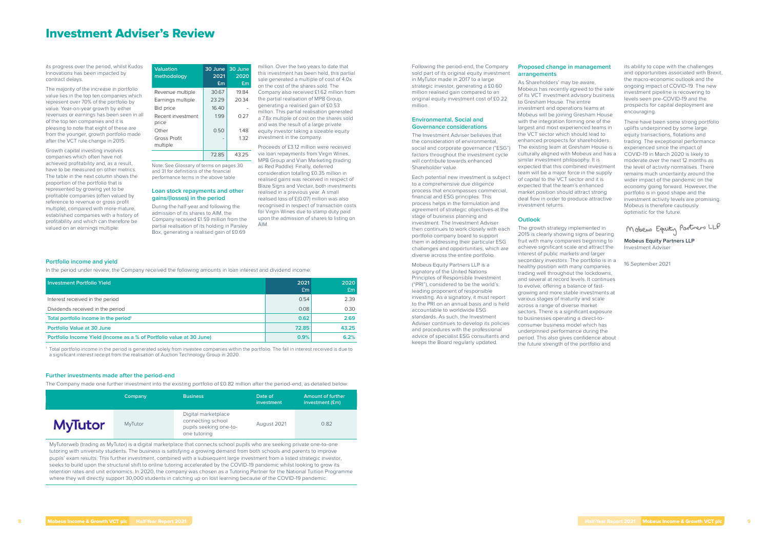# Investment Adviser's Review

its progress over the period, whilst Kudos Innovations has been impacted by contract delays.

The majority of the increase in portfolio value lies in the top ten companies which represent over 70% of the portfolio by value. Year-on-year growth by either revenues or earnings has been seen in all of the top ten companies and it is pleasing to note that eight of these are from the younger, growth portfolio made after the VCT rule change in 2015.

Growth capital investing involves companies which often have not achieved profitability and, as a result, have to be measured on other metrics. The table in the next column shows the proportion of the portfolio that is represented by growing yet to be profitable companies (often valued by reference to revenue or gross profit multiple), compared with more mature, established companies with a history of profitability and which can therefore be valued on an earnings multiple:

| Valuation methodology | 30 June 2021 £m | 30 June 2020 £m |
|---|---|---|
| Revenue multiple | 30.67 | 19.84 |
| Earnings multiple | 23.29 | 20.34 |
| Bid price | 16.40 | - |
| Recent investment price | 1.99 | 0.27 |
| Other | 0.50 | 1.48 |
| Gross Profit multiple | - | 1.32 |
| | 72.85 | 43.25 |

Note: See Glossary of terms on pages 30 and 31 for definitions of the financial performance terms in the above table

## Loan stock repayments and other gains/(losses) in the period

During the half-year and following the admission of its shares to AIM, the Company received £1.59 million from the partial realisation of its holding in Parsley Box, generating a realised gain of £0.69 million. Over the two years to date that this investment has been held, this partial sale generated a multiple of cost of 4.0x on the cost of the shares sold. The Company also received £1.62 million from the partial realisation of MPB Group, generating a realised gain of £0.53 million. This partial realisation generated a 7.8x multiple of cost on the shares sold and was the result of a large private equity investor taking a sizeable equity investment in the company.

Proceeds of £3.12 million were received via loan repayments from Virgin Wines, MPB Group and Vian Marketing (trading as Red Paddle). Finally, deferred consideration totalling £0.35 million in realised gains was received in respect of Blaze Signs and Vectair, both investments realised in a previous year. A small realised loss of £(0.07) million was also recognised in respect of transaction costs for Virgin Wines due to stamp duty paid upon the admission of shares to listing on AIM.

## Portfolio income and yield

In the period under review, the Company received the following amounts in loan interest and dividend income:

| Investment Portfolio Yield | 2021 £m | 2020 £m |
|---|---|---|
| Interest received in the period | 0.54 | 2.39 |
| Dividends received in the period | 0.08 | 0.30 |
| **Total portfolio income in the period[1]** | **0.62** | **2.69** |
| **Portfolio Value at 30 June** | **72.85** | **43.25** |
| **Portfolio Income Yield (Income as a % of Portfolio value at 30 June)** | **0.9%** | **6.2%** |

[1] Total portfolio income in the period is generated solely from investee companies within the portfolio. The fall in interest received is due to a significant interest receipt from the realisation of Auction Technology Group in 2020.

## Further investments made after the period-end

The Company made one further investment into the existing portfolio of £0.82 million after the period-end, as detailed below:

| | Company | Business | Date of investment | Amount of further investment (£m) |
|---|---|---|---|---|
| MyTutor | MyTutor | Digital marketplace connecting school pupils seeking one-to-one tutoring | August 2021 | 0.82 |

MyTutorweb (trading as MyTutor) is a digital marketplace that connects school pupils who are seeking private one-to-one tutoring with university students. The business is satisfying a growing demand from both schools and parents to improve pupils' exam results. This further investment, combined with a subsequent large investment from a listed strategic investor, seeks to build upon the structural shift to online tutoring accelerated by the COVID-19 pandemic whilst looking to grow its retention rates and unit economics. In 2020, the company was chosen as a Tutoring Partner for the National Tuition Programme where they will directly support 30,000 students in catching up on lost learning because of the COVID-19 pandemic.

Following the period-end, the Company sold part of its original equity investment in MyTutor made in 2017 to a large strategic investor, generating a £0.60 million realised gain compared to an original equity investment cost of £0.22 million.

## Environmental, Social and Governance considerations

The Investment Adviser believes that the consideration of environmental, social and corporate governance ("ESG") factors throughout the investment cycle will contribute towards enhanced Shareholder value.

Each potential new investment is subject to a comprehensive due diligence process that encompasses commercial, financial and ESG principles. This process helps in the formulation and agreement of strategic objectives at the stage of business planning and investment. The Investment Adviser then continues to work closely with each portfolio company board to support them in addressing their particular ESG challenges and opportunities, which are diverse across the entire portfolio.

Mobeus Equity Partners LLP is a signatory of the United Nations Principles of Responsible Investment ("PRI"), considered to be the world's leading proponent of responsible investing. As a signatory, it must report to the PRI on an annual basis and is held accountable to worldwide ESG standards. As such, the Investment Adviser continues to develop its policies and procedures with the professional advice of specialist ESG consultants and keeps the Board regularly updated.

## Proposed change in management arrangements

As Shareholders' may be aware, Mobeus has recently agreed to the sale of its VCT investment advisory business to Gresham House. The entire investment and operations teams at Mobeus will be joining Gresham House with the integration forming one of the largest and most experienced teams in the VCT sector which should lead to enhanced prospects for shareholders. The existing team at Gresham House is culturally aligned with Mobeus and has a similar investment philosophy. It is expected that this combined investment team will be a major force in the supply of capital to the VCT sector and it is expected that the team's enhanced market position should attract strong deal flow in order to produce attractive investment returns.

## Outlook

The growth strategy implemented in 2015 is clearly showing signs of bearing fruit with many companies beginning to achieve significant scale and attract the interest of public markets and larger secondary investors. The portfolio is in a healthy position with many companies trading well throughout the lockdowns, and several at record levels. It continues to evolve, offering a balance of fast-growing and more stable investments at various stages of maturity and scale across a range of diverse market sectors. There is a significant exposure to businesses operating a direct-to-consumer business model which has underpinned performance during the period. This also gives confidence about the future strength of the portfolio and its ability to cope with the challenges and opportunities associated with Brexit, the macro-economic outlook and the ongoing impact of COVID-19. The new investment pipeline is recovering to levels seen pre-COVID-19 and the prospects for capital deployment are encouraging.

There have been some strong portfolio uplifts underpinned by some large equity transactions, flotations and trading. The exceptional performance experienced since the impact of COVID-19 in March 2020 is likely to moderate over the next 12 months as the level of activity normalises. There remains much uncertainty around the wider impact of the pandemic on the economy going forward. However, the portfolio is in good shape and the investment activity levels are promising. Mobeus is therefore cautiously optimistic for the future.

Mobeus Equity Partners LLP

**Mobeus Equity Partners LLP**
Investment Adviser

16 September 2021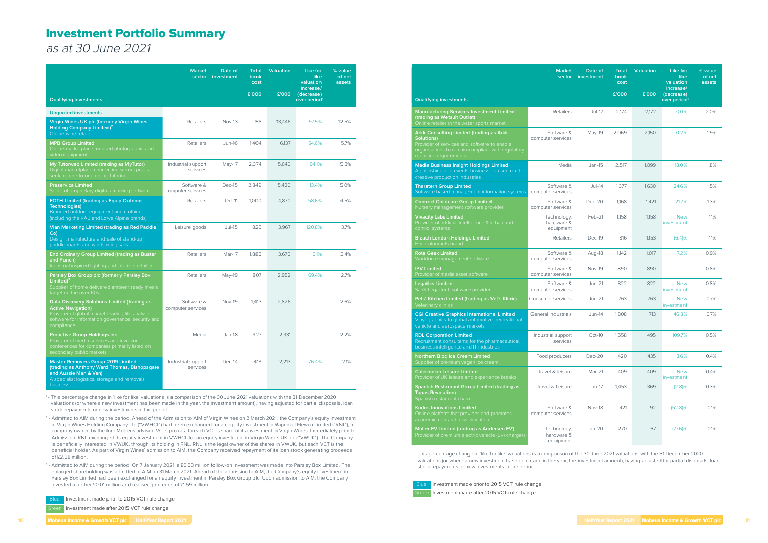# Investment Portfolio Summary

*as at 30 June 2021*

| Qualifying investments | Market sector | Date of investment | Total book cost £'000 | Valuation £'000 | Like for like valuation increase/ (decrease) over period[1] | % value of net assets |
|---|---|---|---|---|---|---|
| **Unquoted investments** | | | | | | |
| **Virgin Wines UK plc (formerly Virgin Wines Holding Company Limited)**[2] Online wine retailer | Retailers | Nov-13 | 58 | 13,446 | 97.5% | 12.5% |
| **MPB Group Limited** Online marketplace for used photographic and video equipment | Retailers | Jun-16 | 1,404 | 6,137 | 54.6% | 5.7% |
| **My Tutorweb Limited (trading as MyTutor)** Digital marketplace connecting school pupils seeking one-to-one online tutoring | Industrial support services | May-17 | 2,374 | 5,640 | 94.1% | 5.3% |
| **Preservica Limited** Seller of proprietary digital archiving software | Software & computer services | Dec-15 | 2,849 | 5,420 | 13.4% | 5.0% |
| **EOTH Limited (trading as Equip Outdoor Technologies)** Branded outdoor equipment and clothing (including the RAB and Lowe Alpine brands) | Retailers | Oct-11 | 1,000 | 4,870 | 58.6% | 4.5% |
| **Vian Marketing Limited (trading as Red Paddle Co)** Design, manufacture and sale of stand-up paddleboards and windsurfing sails | Leisure goods | Jul-15 | 825 | 3,967 | 120.8% | 3.7% |
| **End Ordinary Group Limited (trading as Buster and Punch)** Industrial inspired lighting and interiors retailer | Retailers | Mar-17 | 1,885 | 3,670 | 10.1% | 3.4% |
| **Parsley Box Group plc (formerly Parsley Box Limited)**[3] Supplier of home delivered ambient ready meals targeting the over 60s | Retailers | May-19 | 807 | 2,952 | 69.4% | 2.7% |
| **Data Discovery Solutions Limited (trading as Active Navigation)** Provider of global market leading file analysis software for information governance, security and compliance | Software & computer services | Nov-19 | 1,413 | 2,826 | - | 2.6% |
| **Proactive Group Holdings Inc** Provider of media services and investor conferences for companies primarily listed on secondary public markets | Media | Jan-18 | 927 | 2,331 | - | 2.2% |
| **Master Removers Group 2019 Limited (trading as Anthony Ward Thomas, Bishopsgate and Aussie Man & Van)** A specialist logistics, storage and removals business | Industrial support services | Dec-14 | 418 | 2,213 | 76.4% | 2.1% |
| **Manufacturing Services Investment Limited (trading as Wetsuit Outlet)** Online retailer in the water sports market | Retailers | Jul-17 | 2,174 | 2,172 | 0.0% | 2.0% |
| **Arkk Consulting Limited (trading as Arkk Solutions)** Provider of services and software to enable organisations to remain compliant with regulatory reporting requirements | Software & computer services | May-19 | 2,069 | 2,150 | 0.2% | 1.9% |
| **Media Business Insight Holdings Limited** A publishing and events business focused on the creative production industries | Media | Jan-15 | 2,517 | 1,899 | 118.0% | 1.8% |
| **Tharstern Group Limited** Software based management information systems | Software & computer services | Jul-14 | 1,377 | 1,630 | 24.6% | 1.5% |
| **Connect Childcare Group Limited** Nursery management software provider | Software & computer services | Dec-20 | 1,168 | 1,421 | 21.7% | 1.3% |
| **Vivacity Labs Limited** Provider of artificial intelligence & urban traffic control systems | Technology, hardware & equipment | Feb-21 | 1,158 | 1,158 | New investment | 1.1% |
| **Bleach London Holdings Limited** Hair colourants brand | Retailers | Dec-19 | 816 | 1,153 | (6.4)% | 1.1% |
| **Rota Geek Limited** Workforce management software | Software & computer services | Aug-18 | 1,142 | 1,017 | 7.2% | 0.9% |
| **IPV Limited** Provider of media asset software | Software & computer services | Nov-19 | 890 | 890 | - | 0.8% |
| **Legatics Limited** SaaS LegalTech software provider | Software & computer services | Jun-21 | 822 | 822 | New investment | 0.8% |
| **Pets' Kitchen Limited (trading as Vet's Klinic)** Veterinary clinics | Consumer services | Jun-21 | 763 | 763 | New investment | 0.7% |
| **CGI Creative Graphics International Limited** Vinyl graphics to global automotive, recreational vehicle and aerospace markets | General industrials | Jun-14 | 1,808 | 713 | 46.3% | 0.7% |
| **RDL Corporation Limited** Recruitment consultants for the pharmaceutical, business intelligence and IT industries | Industrial support services | Oct-10 | 1,558 | 495 | 109.7% | 0.5% |
| **Northern Bloc Ice Cream Limited** Supplier of premium vegan ice cream | Food producers | Dec-20 | 420 | 435 | 3.6% | 0.4% |
| **Caledonian Leisure Limited** Provider of UK leisure and experience breaks | Travel & leisure | Mar-21 | 409 | 409 | New investment | 0.4% |
| **Spanish Restaurant Group Limited (trading as Tapas Revolution)** Spanish restaurant chain | Travel & Leisure | Jan-17 | 1,453 | 369 | (2.8)% | 0.3% |
| **Kudos Innovations Limited** Online platform that provides and promotes academic research dissemination | Software & computer services | Nov-18 | 421 | 92 | (52.8)% | 0.1% |
| **Muller EV Limited (trading as Andersen EV)** Provider of premium electric vehicle (EV) chargers | Technology, hardware & equipment | Jun-20 | 270 | 67 | (77.6)% | 0.1% |

[1] - This percentage change in 'like for like' valuations is a comparison of the 30 June 2021 valuations with the 31 December 2020 valuations (or where a new investment has been made in the year, the investment amount), having adjusted for partial disposals, loan stock repayments or new investments in the period.

[2] - Admitted to AIM during the period. Ahead of the Admission to AIM of Virgin Wines on 2 March 2021, the Company's equity investment in Virgin Wines Holding Company Ltd ("VWHCL") had been exchanged for an equity investment in Rapunzel Newco Limited ("RNL"), a company owned by the four Mobeus advised VCTs pro rata to each VCT's share of its investment in Virgin Wines. Immediately prior to Admission, RNL exchanged its equity investment in VWHCL for an equity investment in Virgin Wines UK plc ("VWUK"). The Company is beneficially interested in VWUK, through its holding in RNL. RNL is the legal owner of the shares in VWUK, but each VCT is the beneficial holder. As part of Virgin Wines' admission to AIM, the Company received repayment of its loan stock generating proceeds of £2.38 million.

[3] - Admitted to AIM during the period. On 7 January 2021, a £0.33 million follow-on investment was made into Parsley Box Limited. The enlarged shareholding was admitted to AIM on 31 March 2021. Ahead of the admission to AIM, the Company's equity investment in Parsley Box Limited had been exchanged for an equity investment in Parsley Box Group plc. Upon admission to AIM, the Company invested a further £0.01 million and realised proceeds of £1.59 million.

Blue — Investment made prior to 2015 VCT rule change

Green — Investment made after 2015 VCT rule change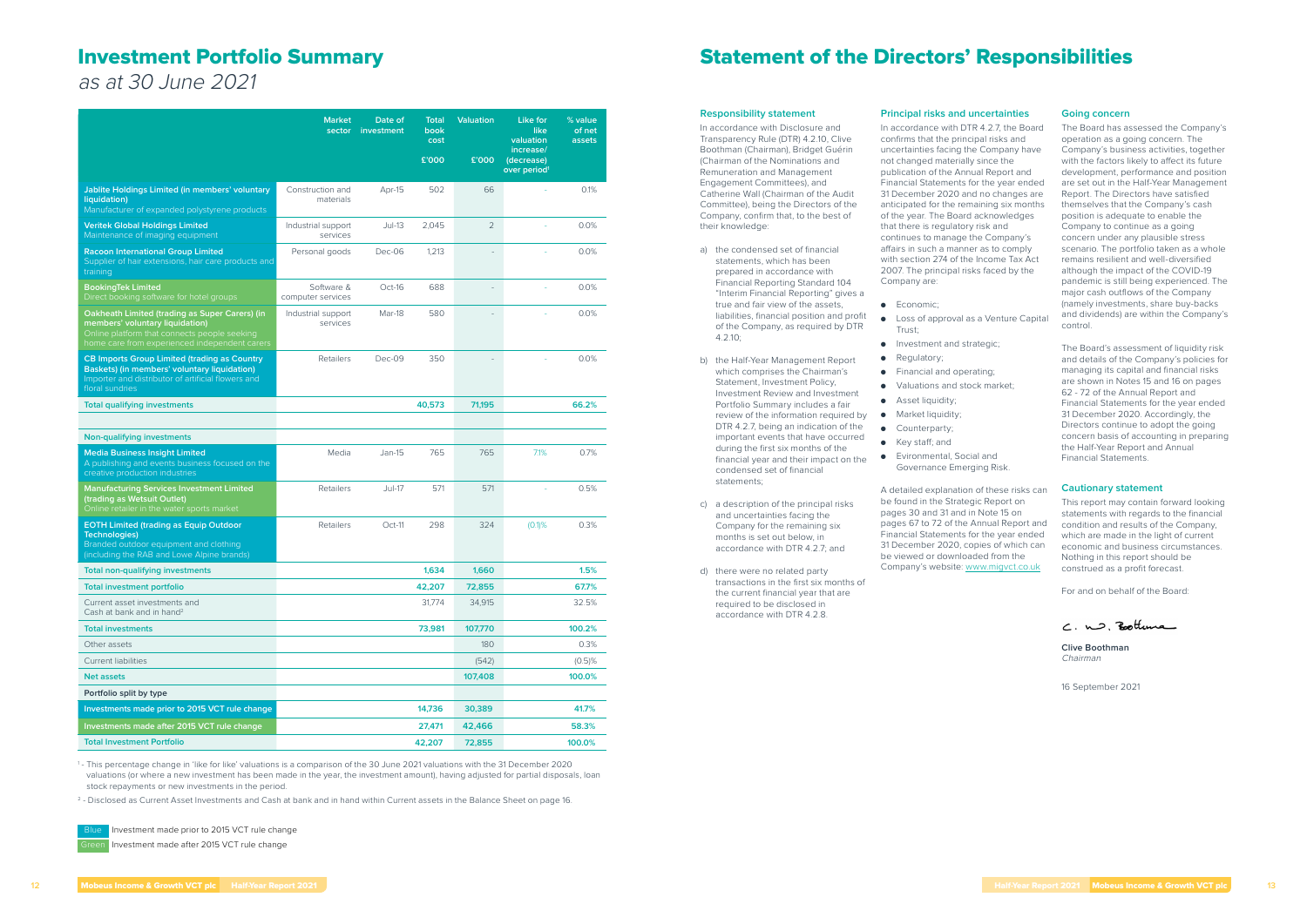# Investment Portfolio Summary

*as at 30 June 2021*

| | Market sector | Date of investment | Total book cost £'000 | Valuation £'000 | Like for like valuation increase/ (decrease) over period[1] | % value of net assets |
|---|---|---|---|---|---|---|
| **Jablite Holdings Limited (in members' voluntary liquidation)** Manufacturer of expanded polystyrene products | Construction and materials | Apr-15 | 502 | 66 | - | 0.1% |
| **Veritek Global Holdings Limited** Maintenance of imaging equipment | Industrial support services | Jul-13 | 2,045 | 2 | - | 0.0% |
| **Racoon International Group Limited** Supplier of hair extensions, hair care products and training | Personal goods | Dec-06 | 1,213 | - | - | 0.0% |
| **BookingTek Limited** Direct booking software for hotel groups | Software & computer services | Oct-16 | 688 | - | - | 0.0% |
| **Oakheath Limited (trading as Super Carers) (in members' voluntary liquidation)** Online platform that connects people seeking home care from experienced independent carers | Industrial support services | Mar-18 | 580 | - | - | 0.0% |
| **CB Imports Group Limited (trading as Country Baskets) (in members' voluntary liquidation)** Importer and distributor of artificial flowers and floral sundries | Retailers | Dec-09 | 350 | - | - | 0.0% |
| **Total qualifying investments** | | | **40,573** | **71,195** | | **66.2%** |
| | | | | | | |
| **Non-qualifying investments** | | | | | | |
| **Media Business Insight Limited** A publishing and events business focused on the creative production industries | Media | Jan-15 | 765 | 765 | 7.1% | 0.7% |
| **Manufacturing Services Investment Limited (trading as Wetsuit Outlet)** Online retailer in the water sports market | Retailers | Jul-17 | 571 | 571 | - | 0.5% |
| **EOTH Limited (trading as Equip Outdoor Technologies)** Branded outdoor equipment and clothing (including the RAB and Lowe Alpine brands) | Retailers | Oct-11 | 298 | 324 | (0.1)% | 0.3% |
| **Total non-qualifying investments** | | | **1,634** | **1,660** | | **1.5%** |
| **Total investment portfolio** | | | **42,207** | **72,855** | | **67.7%** |
| Current asset investments and Cash at bank and in hand[2] | | | 31,774 | 34,915 | | 32.5% |
| **Total investments** | | | **73,981** | **107,770** | | **100.2%** |
| Other assets | | | | 180 | | 0.3% |
| Current liabilities | | | | (542) | | (0.5)% |
| **Net assets** | | | | **107,408** | | **100.0%** |
| **Portfolio split by type** | | | | | | |
| **Investments made prior to 2015 VCT rule change** | | | **14,736** | **30,389** | | **41.7%** |
| **Investments made after 2015 VCT rule change** | | | **27,471** | **42,466** | | **58.3%** |
| **Total Investment Portfolio** | | | **42,207** | **72,855** | | **100.0%** |

[1] - This percentage change in 'like for like' valuations is a comparison of the 30 June 2021 valuations with the 31 December 2020 valuations (or where a new investment has been made in the year, the investment amount), having adjusted for partial disposals, loan stock repayments or new investments in the period.

[2] - Disclosed as Current Asset Investments and Cash at bank and in hand within Current assets in the Balance Sheet on page 16.

Blue Investment made prior to 2015 VCT rule change

Green Investment made after 2015 VCT rule change

# Statement of the Directors' Responsibilities

### Responsibility statement

In accordance with Disclosure and Transparency Rule (DTR) 4.2.10, Clive Boothman (Chairman), Bridget Guérin (Chairman of the Nominations and Remuneration and Management Engagement Committees), and Catherine Wall (Chairman of the Audit Committee), being the Directors of the Company, confirm that, to the best of their knowledge:

a) the condensed set of financial statements, which has been prepared in accordance with Financial Reporting Standard 104 "Interim Financial Reporting" gives a true and fair view of the assets, liabilities, financial position and profit of the Company, as required by DTR 4.2.10;

b) the Half-Year Management Report which comprises the Chairman's Statement, Investment Policy, Investment Review and Investment Portfolio Summary includes a fair review of the information required by DTR 4.2.7, being an indication of the important events that have occurred during the first six months of the financial year and their impact on the condensed set of financial statements;

c) a description of the principal risks and uncertainties facing the Company for the remaining six months is set out below, in accordance with DTR 4.2.7; and

d) there were no related party transactions in the first six months of the current financial year that are required to be disclosed in accordance with DTR 4.2.8.

### Principal risks and uncertainties

In accordance with DTR 4.2.7, the Board confirms that the principal risks and uncertainties facing the Company have not changed materially since the publication of the Annual Report and Financial Statements for the year ended 31 December 2020 and no changes are anticipated for the remaining six months of the year. The Board acknowledges that there is regulatory risk and continues to manage the Company's affairs in such a manner as to comply with section 274 of the Income Tax Act 2007. The principal risks faced by the Company are:

- Economic;
- Loss of approval as a Venture Capital Trust;
- Investment and strategic;
- Regulatory;
- Financial and operating;
- Valuations and stock market;
- Asset liquidity;
- Market liquidity;
- Counterparty;
- Key staff; and
- Evironmental, Social and Governance Emerging Risk.

A detailed explanation of these risks can be found in the Strategic Report on pages 30 and 31 and in Note 15 on pages 67 to 72 of the Annual Report and Financial Statements for the year ended 31 December 2020, copies of which can be viewed or downloaded from the Company's website: www.migvct.co.uk

### Going concern

The Board has assessed the Company's operation as a going concern. The Company's business activities, together with the factors likely to affect its future development, performance and position are set out in the Half-Year Management Report. The Directors have satisfied themselves that the Company's cash position is adequate to enable the Company to continue as a going concern under any plausible stress scenario. The portfolio taken as a whole remains resilient and well-diversified although the impact of the COVID-19 pandemic is still being experienced. The major cash outflows of the Company (namely investments, share buy-backs and dividends) are within the Company's control.

The Board's assessment of liquidity risk and details of the Company's policies for managing its capital and financial risks are shown in Notes 15 and 16 on pages 62 - 72 of the Annual Report and Financial Statements for the year ended 31 December 2020. Accordingly, the Directors continue to adopt the going concern basis of accounting in preparing the Half-Year Report and Annual Financial Statements.

### Cautionary statement

This report may contain forward looking statements with regards to the financial condition and results of the Company, which are made in the light of current economic and business circumstances. Nothing in this report should be construed as a profit forecast.

For and on behalf of the Board:

**Clive Boothman**
*Chairman*

16 September 2021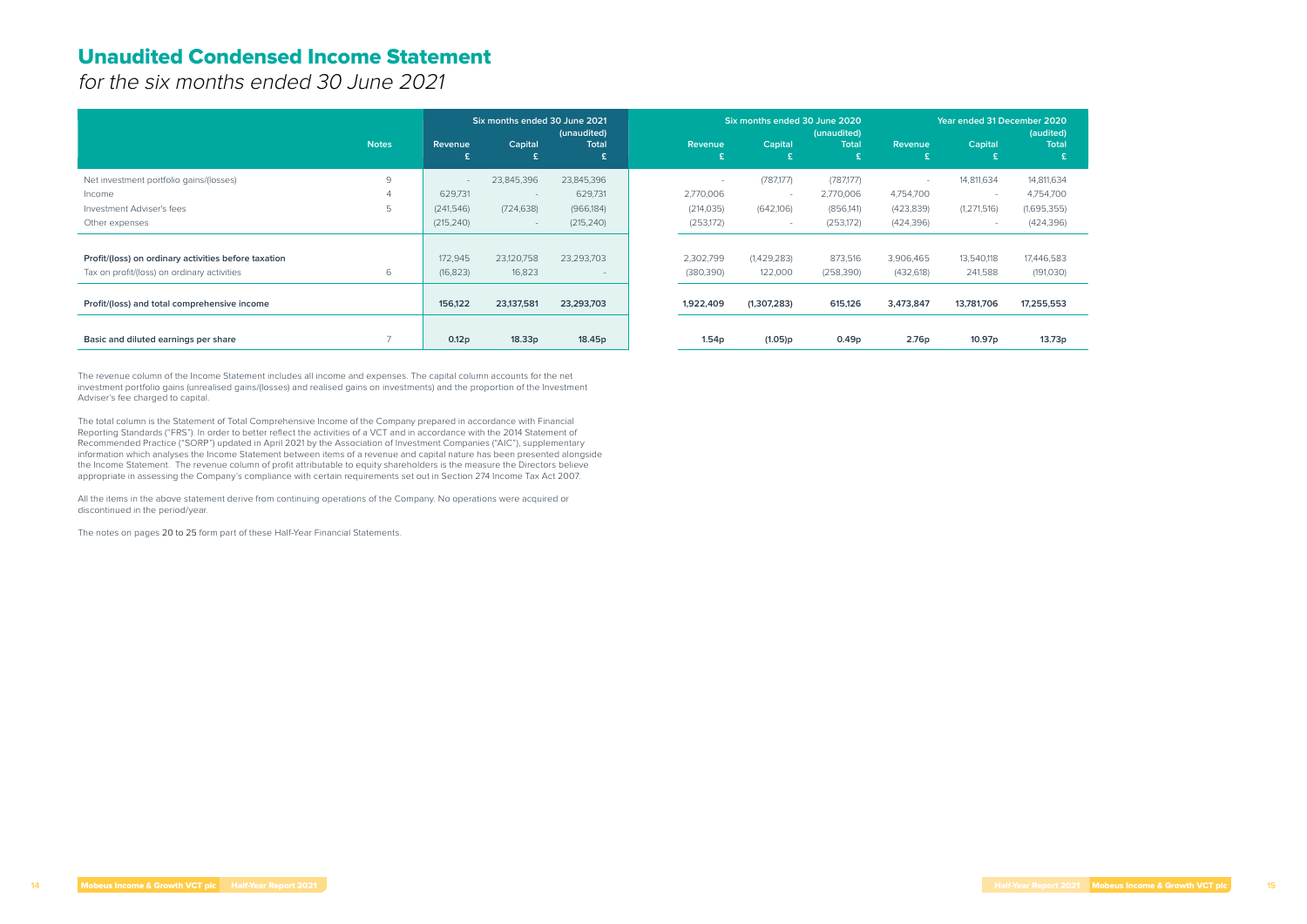# Unaudited Condensed Income Statement

*for the six months ended 30 June 2021*

| | Notes | Six months ended 30 June 2021 (unaudited) | | | Six months ended 30 June 2020 (unaudited) | | | Year ended 31 December 2020 (audited) | | |
|---|---|---|---|---|---|---|---|---|---|---|
| | | Revenue £ | Capital £ | Total £ | Revenue £ | Capital £ | Total £ | Revenue £ | Capital £ | Total £ |
| Net investment portfolio gains/(losses) | 9 | - | 23,845,396 | 23,845,396 | - | (787,177) | (787,177) | - | 14,811,634 | 14,811,634 |
| Income | 4 | 629,731 | - | 629,731 | 2,770,006 | - | 2,770,006 | 4,754,700 | - | 4,754,700 |
| Investment Adviser's fees | 5 | (241,546) | (724,638) | (966,184) | (214,035) | (642,106) | (856,141) | (423,839) | (1,271,516) | (1,695,355) |
| Other expenses | | (215,240) | - | (215,240) | (253,172) | - | (253,172) | (424,396) | - | (424,396) |
| **Profit/(loss) on ordinary activities before taxation** | | 172,945 | 23,120,758 | 23,293,703 | 2,302,799 | (1,429,283) | 873,516 | 3,906,465 | 13,540,118 | 17,446,583 |
| Tax on profit/(loss) on ordinary activities | 6 | (16,823) | 16,823 | - | (380,390) | 122,000 | (258,390) | (432,618) | 241,588 | (191,030) |
| **Profit/(loss) and total comprehensive income** | | **156,122** | **23,137,581** | **23,293,703** | **1,922,409** | **(1,307,283)** | **615,126** | **3,473,847** | **13,781,706** | **17,255,553** |
| **Basic and diluted earnings per share** | 7 | **0.12p** | **18.33p** | **18.45p** | **1.54p** | **(1.05)p** | **0.49p** | **2.76p** | **10.97p** | **13.73p** |

The revenue column of the Income Statement includes all income and expenses. The capital column accounts for the net investment portfolio gains (unrealised gains/(losses) and realised gains on investments) and the proportion of the Investment Adviser's fee charged to capital.

The total column is the Statement of Total Comprehensive Income of the Company prepared in accordance with Financial Reporting Standards ("FRS"). In order to better reflect the activities of a VCT and in accordance with the 2014 Statement of Recommended Practice ("SORP") updated in April 2021 by the Association of Investment Companies ("AIC"), supplementary information which analyses the Income Statement between items of a revenue and capital nature has been presented alongside the Income Statement. The revenue column of profit attributable to equity shareholders is the measure the Directors believe appropriate in assessing the Company's compliance with certain requirements set out in Section 274 Income Tax Act 2007.

All the items in the above statement derive from continuing operations of the Company. No operations were acquired or discontinued in the period/year.

The notes on pages 20 to 25 form part of these Half-Year Financial Statements.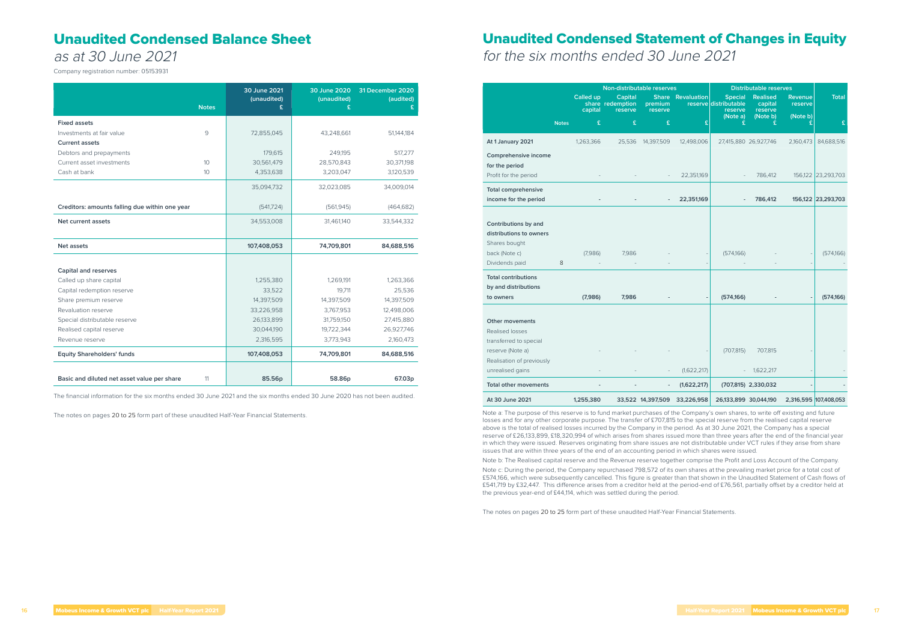# Unaudited Condensed Balance Sheet

*as at 30 June 2021*

Company registration number: 05153931

| | Notes | 30 June 2021 (unaudited) £ | 30 June 2020 (unaudited) £ | 31 December 2020 (audited) £ |
|---|---|---|---|---|
| **Fixed assets** | | | | |
| Investments at fair value | 9 | 72,855,045 | 43,248,661 | 51,144,184 |
| **Current assets** | | | | |
| Debtors and prepayments | | 179,615 | 249,195 | 517,277 |
| Current asset investments | 10 | 30,561,479 | 28,570,843 | 30,371,198 |
| Cash at bank | 10 | 4,353,638 | 3,203,047 | 3,120,539 |
| | | 35,094,732 | 32,023,085 | 34,009,014 |
| **Creditors: amounts falling due within one year** | | (541,724) | (561,945) | (464,682) |
| **Net current assets** | | 34,553,008 | 31,461,140 | 33,544,332 |
| **Net assets** | | **107,408,053** | **74,709,801** | **84,688,516** |
| **Capital and reserves** | | | | |
| Called up share capital | | 1,255,380 | 1,269,191 | 1,263,366 |
| Capital redemption reserve | | 33,522 | 19,711 | 25,536 |
| Share premium reserve | | 14,397,509 | 14,397,509 | 14,397,509 |
| Revaluation reserve | | 33,226,958 | 3,767,953 | 12,498,006 |
| Special distributable reserve | | 26,133,899 | 31,759,150 | 27,415,880 |
| Realised capital reserve | | 30,044,190 | 19,722,344 | 26,927,746 |
| Revenue reserve | | 2,316,595 | 3,773,943 | 2,160,473 |
| **Equity Shareholders' funds** | | **107,408,053** | **74,709,801** | **84,688,516** |
| **Basic and diluted net asset value per share** | 11 | **85.56p** | **58.86p** | **67.03p** |

The financial information for the six months ended 30 June 2021 and the six months ended 30 June 2020 has not been audited.

The notes on pages 20 to 25 form part of these unaudited Half-Year Financial Statements.

# Unaudited Condensed Statement of Changes in Equity

*for the six months ended 30 June 2021*

| | | Non-distributable reserves | | | | Distributable reserves | | | |
|---|---|---|---|---|---|---|---|---|---|
| | Notes | Called up share capital £ | Capital redemption reserve £ | Share premium reserve £ | Revaluation reserve £ | Special distributable reserve (Note a) £ | Realised capital reserve (Note b) £ | Revenue reserve (Note b) £ | Total £ |
| **At 1 January 2021** | | 1,263,366 | 25,536 | 14,397,509 | 12,498,006 | 27,415,880 | 26,927,746 | 2,160,473 | 84,688,516 |
| **Comprehensive income for the period** | | | | | | | | | |
| Profit for the period | | - | - | - | 22,351,169 | - | 786,412 | 156,122 | 23,293,703 |
| **Total comprehensive income for the period** | | **-** | **-** | **-** | **22,351,169** | **-** | **786,412** | **156,122** | **23,293,703** |
| **Contributions by and distributions to owners** | | | | | | | | | |
| Shares bought back (Note c) | | (7,986) | 7,986 | - | - | (574,166) | - | - | (574,166) |
| Dividends paid | 8 | - | - | - | - | - | - | - | - |
| **Total contributions by and distributions to owners** | | **(7,986)** | **7,986** | **-** | **-** | **(574,166)** | **-** | **-** | **(574,166)** |
| **Other movements** | | | | | | | | | |
| Realised losses transferred to special reserve (Note a) | | - | - | - | - | (707,815) | 707,815 | - | - |
| Realisation of previously unrealised gains | | - | - | - | (1,622,217) | - | 1,622,217 | - | - |
| **Total other movements** | | **-** | **-** | **-** | **(1,622,217)** | **(707,815)** | **2,330,032** | **-** | **-** |
| **At 30 June 2021** | | **1,255,380** | **33,522** | **14,397,509** | **33,226,958** | **26,133,899** | **30,044,190** | **2,316,595** | **107,408,053** |

Note a: The purpose of this reserve is to fund market purchases of the Company's own shares, to write off existing and future losses and for any other corporate purpose. The transfer of £707,815 to the special reserve from the realised capital reserve above is the total of realised losses incurred by the Company in the period. As at 30 June 2021, the Company has a special reserve of £26,133,899, £18,320,994 of which arises from shares issued more than three years after the end of the financial year in which they were issued. Reserves originating from share issues are not distributable under VCT rules if they arise from share issues that are within three years of the end of an accounting period in which shares were issued.

Note b: The Realised capital reserve and the Revenue reserve together comprise the Profit and Loss Account of the Company.

Note c: During the period, the Company repurchased 798,572 of its own shares at the prevailing market price for a total cost of £574,166, which were subsequently cancelled. This figure is greater than that shown in the Unaudited Statement of Cash flows of £541,719 by £32,447. This difference arises from a creditor held at the period-end of £76,561, partially offset by a creditor held at the previous year-end of £44,114, which was settled during the period.

The notes on pages 20 to 25 form part of these unaudited Half-Year Financial Statements.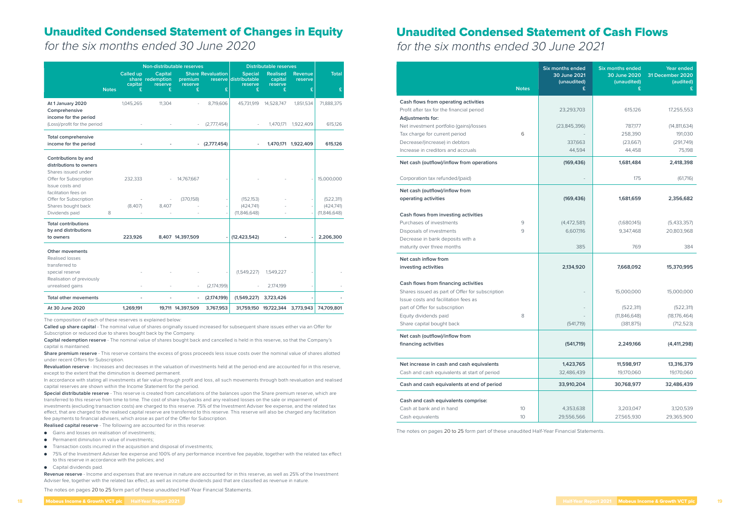# Unaudited Condensed Statement of Changes in Equity

*for the six months ended 30 June 2020*

| | | Non-distributable reserves | | | | Distributable reserves | | | |
|---|---|---|---|---|---|---|---|---|---|
| | Notes | Called up share capital £ | Capital redemption reserve £ | Share premium reserve £ | Revaluation reserve £ | Special distributable reserve £ | Realised capital reserve £ | Revenue reserve £ | Total £ |
| At 1 January 2020 | | 1,045,265 | 11,304 | - | 8,719,606 | 45,731,919 | 14,528,747 | 1,851,534 | 71,888,375 |
| Comprehensive income for the period | | | | | | | | | |
| (Loss)/profit for the period | | - | - | - | (2,777,454) | - | 1,470,171 | 1,922,409 | 615,126 |
| **Total comprehensive income for the period** | | **-** | **-** | **-** | **(2,777,454)** | **-** | **1,470,171** | **1,922,409** | **615,126** |
| Contributions by and distributions to owners | | | | | | | | | |
| Shares issued under Offer for Subscription | | 232,333 | - | 14,767,667 | - | - | - | - | 15,000,000 |
| Issue costs and facilitation fees on Offer for Subscription | | - | - | (370,158) | - | (152,153) | - | - | (522,311) |
| Shares bought back | | (8,407) | 8,407 | - | - | (424,741) | - | - | (424,741) |
| Dividends paid | 8 | - | - | - | - | (11,846,648) | - | - | (11,846,648) |
| **Total contributions by and distributions to owners** | | **223,926** | **8,407** | **14,397,509** | **-** | **(12,423,542)** | **-** | **-** | **2,206,300** |
| Other movements | | | | | | | | | |
| Realised losses transferred to special reserve | | - | - | - | - | (1,549,227) | 1,549,227 | - | - |
| Realisation of previously unrealised gains | | - | - | - | (2,174,199) | - | 2,174,199 | - | - |
| **Total other movements** | | **-** | **-** | **-** | **(2,174,199)** | **(1,549,227)** | **3,723,426** | **-** | **-** |
| **At 30 June 2020** | | **1,269,191** | **19,711** | **14,397,509** | **3,767,953** | **31,759,150** | **19,722,344** | **3,773,943** | **74,709,801** |

The composition of each of these reserves is explained below:

**Called up share capital** - The nominal value of shares originally issued increased for subsequent share issues either via an Offer for Subscription or reduced due to shares bought back by the Company.

**Capital redemption reserve** - The nominal value of shares bought back and cancelled is held in this reserve, so that the Company's capital is maintained.

**Share premium reserve** - This reserve contains the excess of gross proceeds less issue costs over the nominal value of shares allotted under recent Offers for Subscription.

**Revaluation reserve** - Increases and decreases in the valuation of investments held at the period-end are accounted for in this reserve, except to the extent that the diminution is deemed permanent.

In accordance with stating all investments at fair value through profit and loss, all such movements through both revaluation and realised capital reserves are shown within the Income Statement for the period.

**Special distributable reserve** - This reserve is created from cancellations of the balances upon the Share premium reserve, which are transferred to this reserve from time to time. The cost of share buybacks and any realised losses on the sale or impairment of investments (excluding transaction costs) are charged to this reserve. 75% of the Investment Adviser fee expense, and the related tax effect, that are charged to the realised capital reserve are transferred to this reserve. This reserve will also be charged any facilitation fee payments to financial advisers, which arose as part of the Offer for Subscription.

**Realised capital reserve** - The following are accounted for in this reserve:

- Gains and losses on realisation of investments;
- Permanent diminution in value of investments;
- Transaction costs incurred in the acquisition and disposal of investments;
- 75% of the Investment Adviser fee expense and 100% of any performance incentive fee payable, together with the related tax effect to this reserve in accordance with the policies; and
- Capital dividends paid.

**Revenue reserve** - Income and expenses that are revenue in nature are accounted for in this reserve, as well as 25% of the Investment Adviser fee, together with the related tax effect, as well as income dividends paid that are classified as revenue in nature.

The notes on pages 20 to 25 form part of these unaudited Half-Year Financial Statements.

# Unaudited Condensed Statement of Cash Flows

*for the six months ended 30 June 2021*

| | Notes | Six months ended 30 June 2021 (unaudited) £ | Six months ended 30 June 2020 (unaudited) £ | Year ended 31 December 2020 (audited) £ |
|---|---|---|---|---|
| **Cash flows from operating activities** | | | | |
| Profit after tax for the financial period | | 23,293,703 | 615,126 | 17,255,553 |
| **Adjustments for:** | | | | |
| Net investment portfolio (gains)/losses | | (23,845,396) | 787,177 | (14,811,634) |
| Tax charge for current period | 6 | - | 258,390 | 191,030 |
| Decrease/(increase) in debtors | | 337,663 | (23,667) | (291,749) |
| Increase in creditors and accruals | | 44,594 | 44,458 | 75,198 |
| **Net cash (outflow)/inflow from operations** | | **(169,436)** | **1,681,484** | **2,418,398** |
| Corporation tax refunded/(paid) | | - | 175 | (61,716) |
| **Net cash (outflow)/inflow from operating activities** | | **(169,436)** | **1,681,659** | **2,356,682** |
| **Cash flows from investing activities** | | | | |
| Purchases of investments | 9 | (4,472,581) | (1,680,145) | (5,433,357) |
| Disposals of investments | 9 | 6,607,116 | 9,347,468 | 20,803,968 |
| Decrease in bank deposits with a maturity over three months | | 385 | 769 | 384 |
| **Net cash inflow from investing activities** | | **2,134,920** | **7,668,092** | **15,370,995** |
| **Cash flows from financing activities** | | | | |
| Shares issued as part of Offer for subscription | | - | 15,000,000 | 15,000,000 |
| Issue costs and facilitation fees as part of Offer for subscription | | - | (522,311) | (522,311) |
| Equity dividends paid | 8 | - | (11,846,648) | (18,176,464) |
| Share capital bought back | | (541,719) | (381,875) | (712,523) |
| **Net cash (outflow)/inflow from financing activities** | | **(541,719)** | **2,249,166** | **(4,411,298)** |
| **Net increase in cash and cash equivalents** | | **1,423,765** | **11,598,917** | **13,316,379** |
| Cash and cash equivalents at start of period | | 32,486,439 | 19,170,060 | 19,170,060 |
| **Cash and cash equivalents at end of period** | | **33,910,204** | **30,768,977** | **32,486,439** |
| **Cash and cash equivalents comprise:** | | | | |
| Cash at bank and in hand | 10 | 4,353,638 | 3,203,047 | 3,120,539 |
| Cash equivalents | 10 | 29,556,566 | 27,565,930 | 29,365,900 |

The notes on pages 20 to 25 form part of these unaudited Half-Year Financial Statements.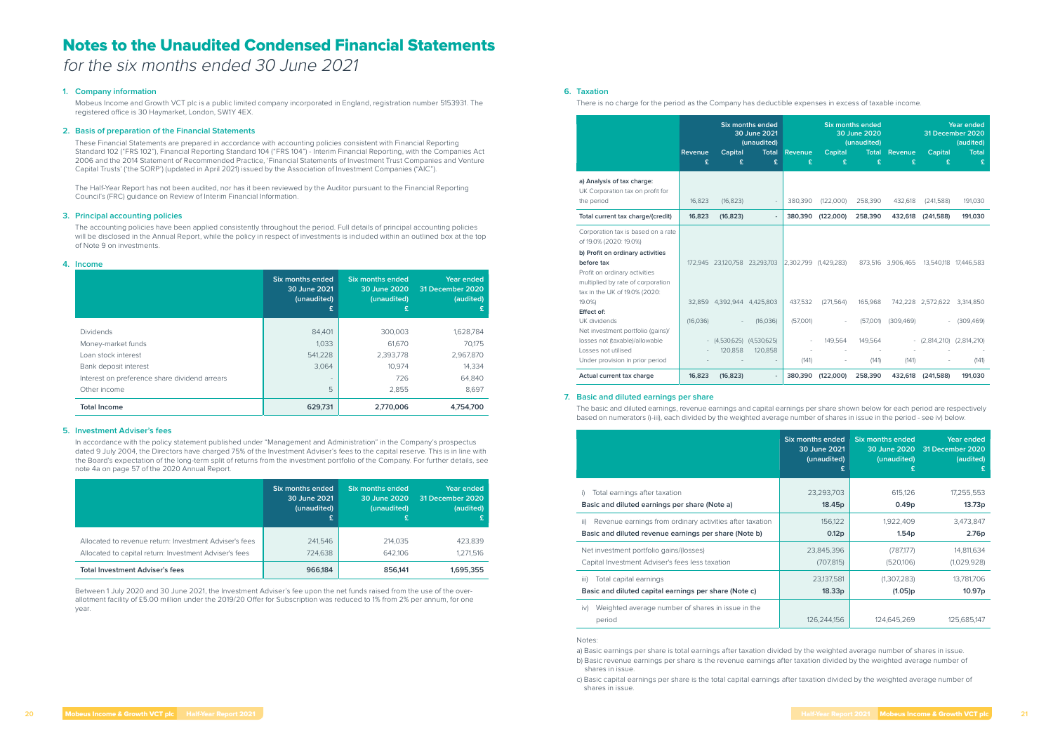# Notes to the Unaudited Condensed Financial Statements

*for the six months ended 30 June 2021*

### 1. Company information

Mobeus Income and Growth VCT plc is a public limited company incorporated in England, registration number 5153931. The registered office is 30 Haymarket, London, SW1Y 4EX.

### 2. Basis of preparation of the Financial Statements

These Financial Statements are prepared in accordance with accounting policies consistent with Financial Reporting Standard 102 ("FRS 102"), Financial Reporting Standard 104 ("FRS 104") - Interim Financial Reporting, with the Companies Act 2006 and the 2014 Statement of Recommended Practice, 'Financial Statements of Investment Trust Companies and Venture Capital Trusts' ('the SORP') (updated in April 2021) issued by the Association of Investment Companies ("AIC").

The Half-Year Report has not been audited, nor has it been reviewed by the Auditor pursuant to the Financial Reporting Council's (FRC) guidance on Review of Interim Financial Information.

### 3. Principal accounting policies

The accounting policies have been applied consistently throughout the period. Full details of principal accounting policies will be disclosed in the Annual Report, while the policy in respect of investments is included within an outlined box at the top of Note 9 on investments.

### 4. Income

| | Six months ended 30 June 2021 (unaudited) £ | Six months ended 30 June 2020 (unaudited) £ | Year ended 31 December 2020 (audited) £ |
|---|---|---|---|
| Dividends | 84,401 | 300,003 | 1,628,784 |
| Money-market funds | 1,033 | 61,670 | 70,175 |
| Loan stock interest | 541,228 | 2,393,778 | 2,967,870 |
| Bank deposit interest | 3,064 | 10,974 | 14,334 |
| Interest on preference share dividend arrears | - | 726 | 64,840 |
| Other income | 5 | 2,855 | 8,697 |
| **Total Income** | **629,731** | **2,770,006** | **4,754,700** |

### 5. Investment Adviser's fees

In accordance with the policy statement published under "Management and Administration" in the Company's prospectus dated 9 July 2004, the Directors have charged 75% of the Investment Adviser's fees to the capital reserve. This is in line with the Board's expectation of the long-term split of returns from the investment portfolio of the Company. For further details, see note 4a on page 57 of the 2020 Annual Report.

| | Six months ended 30 June 2021 (unaudited) £ | Six months ended 30 June 2020 (unaudited) £ | Year ended 31 December 2020 (audited) £ |
|---|---|---|---|
| Allocated to revenue return: Investment Adviser's fees | 241,546 | 214,035 | 423,839 |
| Allocated to capital return: Investment Adviser's fees | 724,638 | 642,106 | 1,271,516 |
| **Total Investment Adviser's fees** | **966,184** | **856,141** | **1,695,355** |

Between 1 July 2020 and 30 June 2021, the Investment Adviser's fee upon the net funds raised from the use of the over-allotment facility of £5.00 million under the 2019/20 Offer for Subscription was reduced to 1% from 2% per annum, for one year.

### 6. Taxation

There is no charge for the period as the Company has deductible expenses in excess of taxable income.

| | Six months ended 30 June 2021 (unaudited) | | | Six months ended 30 June 2020 (unaudited) | | | Year ended 31 December 2020 (audited) | | |
|---|---|---|---|---|---|---|---|---|---|
| | Revenue £ | Capital £ | Total £ | Revenue £ | Capital £ | Total £ | Revenue £ | Capital £ | Total £ |
| **a) Analysis of tax charge:** | | | | | | | | | |
| UK Corporation tax on profit for the period | 16,823 | (16,823) | - | 380,390 | (122,000) | 258,390 | 432,618 | (241,588) | 191,030 |
| **Total current tax charge/(credit)** | **16,823** | **(16,823)** | **-** | **380,390** | **(122,000)** | **258,390** | **432,618** | **(241,588)** | **191,030** |
| Corporation tax is based on a rate of 19.0% (2020: 19.0%) | | | | | | | | | |
| **b) Profit on ordinary activities before tax** | 172,945 | 23,120,758 | 23,293,703 | 2,302,799 | (1,429,283) | 873,516 | 3,906,465 | 13,540,118 | 17,446,583 |
| Profit on ordinary activities multiplied by rate of corporation tax in the UK of 19.0% (2020: 19.0%) | 32,859 | 4,392,944 | 4,425,803 | 437,532 | (271,564) | 165,968 | 742,228 | 2,572,622 | 3,314,850 |
| **Effect of:** | | | | | | | | | |
| UK dividends | (16,036) | - | (16,036) | (57,001) | - | (57,001) | (309,469) | - | (309,469) |
| Net investment portfolio (gains)/losses not (taxable)/allowable | - | (4,530,625) | (4,530,625) | - | 149,564 | 149,564 | - | (2,814,210) | (2,814,210) |
| Losses not utilised | - | 120,858 | 120,858 | - | - | - | - | - | - |
| Under provision in prior period | - | - | - | (141) | - | (141) | (141) | - | (141) |
| **Actual current tax charge** | **16,823** | **(16,823)** | **-** | **380,390** | **(122,000)** | **258,390** | **432,618** | **(241,588)** | **191,030** |

### 7. Basic and diluted earnings per share

The basic and diluted earnings, revenue earnings and capital earnings per share shown below for each period are respectively based on numerators i)-iii), each divided by the weighted average number of shares in issue in the period - see iv) below.

| | Six months ended 30 June 2021 (unaudited) £ | Six months ended 30 June 2020 (unaudited) £ | Year ended 31 December 2020 (audited) £ |
|---|---|---|---|
| i) Total earnings after taxation | 23,293,703 | 615,126 | 17,255,553 |
| **Basic and diluted earnings per share (Note a)** | **18.45p** | **0.49p** | **13.73p** |
| ii) Revenue earnings from ordinary activities after taxation | 156,122 | 1,922,409 | 3,473,847 |
| **Basic and diluted revenue earnings per share (Note b)** | **0.12p** | **1.54p** | **2.76p** |
| Net investment portfolio gains/(losses) | 23,845,396 | (787,177) | 14,811,634 |
| Capital Investment Adviser's fees less taxation | (707,815) | (520,106) | (1,029,928) |
| iii) Total capital earnings | 23,137,581 | (1,307,283) | 13,781,706 |
| **Basic and diluted capital earnings per share (Note c)** | **18.33p** | **(1.05)p** | **10.97p** |
| iv) Weighted average number of shares in issue in the period | 126,244,156 | 124,645,269 | 125,685,147 |

Notes:

a) Basic earnings per share is total earnings after taxation divided by the weighted average number of shares in issue.

b) Basic revenue earnings per share is the revenue earnings after taxation divided by the weighted average number of shares in issue.

c) Basic capital earnings per share is the total capital earnings after taxation divided by the weighted average number of shares in issue.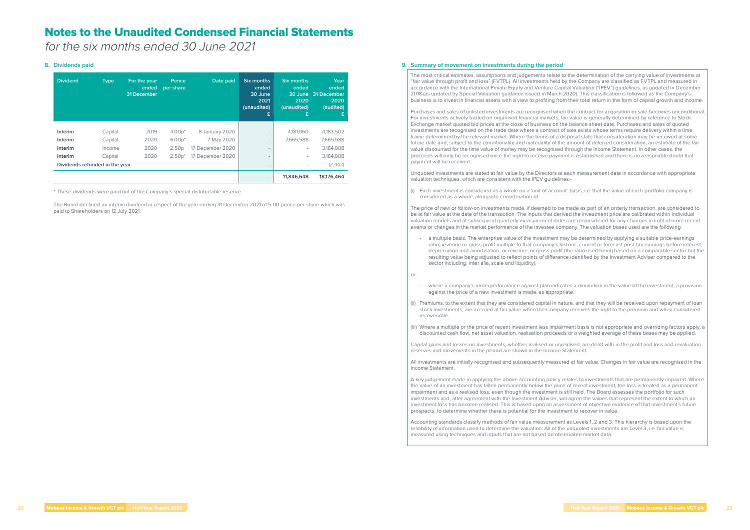# Notes to the Unaudited Condensed Financial Statements

*for the six months ended 30 June 2021*

## 8. Dividends paid

| Dividend | Type | For the year ended 31 December | Pence per share | Date paid | Six months ended 30 June 2021 (unaudited) £ | Six months ended 30 June 2020 (unaudited) £ | Year ended 31 December 2020 (audited) £ |
|---|---|---|---|---|---|---|---|
| **Interim** | Capital | 2019 | 4.00p* | 8 January 2020 | - | 4,181,060 | 4,183,502 |
| **Interim** | Capital | 2020 | 6.00p* | 7 May 2020 | - | 7,665,588 | 7,665,588 |
| **Interim** | Income | 2020 | 2.50p | 17 December 2020 | - | - | 3,164,908 |
| **Interim** | Capital | 2020 | 2.50p* | 17 December 2020 | - | - | 3,164,908 |
| **Dividends refunded in the year** | | | | | - | - | (2,442) |
| | | | | | **-** | **11,846,648** | **18,176,464** |

\* These dividends were paid out of the Company's special distributable reserve.

The Board declared an interim dividend in respect of the year ending 31 December 2021 of 5.00 pence per share which was paid to Shareholders on 12 July 2021.

## 9. Summary of movement on investments during the period

The most critical estimates, assumptions and judgements relate to the determination of the carrying value of investments at "fair value through profit and loss" (FVTPL). All investments held by the Company are classified as FVTPL and measured in accordance with the International Private Equity and Venture Capital Valuation ("IPEV") guidelines, as updated in December 2018 (as updated by Special Valuation guidance issued in March 2020). This classification is followed as the Company's business is to invest in financial assets with a view to profiting from their total return in the form of capital growth and income.

Purchases and sales of unlisted investments are recognised when the contract for acquisition or sale becomes unconditional. For investments actively traded on organised financial markets, fair value is generally determined by reference to Stock Exchange market quoted bid prices at the close of business on the balance sheet date. Purchases and sales of quoted investments are recognised on the trade date where a contract of sale exists whose terms require delivery within a time frame determined by the relevant market. Where the terms of a disposal state that consideration may be received at some future date and, subject to the conditionality and materiality of the amount of deferred consideration, an estimate of the fair value discounted for the time value of money may be recognised through the Income Statement. In other cases, the proceeds will only be recognised once the right to receive payment is established and there is no reasonable doubt that payment will be received.

Unquoted investments are stated at fair value by the Directors at each measurement date in accordance with appropriate valuation techniques, which are consistent with the IPEV guidelines:-

(i) Each investment is considered as a whole on a 'unit of account' basis, i.e. that the value of each portfolio company is considered as a whole, alongside consideration of:-

The price of new or follow-on investments made, if deemed to be made as part of an orderly transaction, are considered to be at fair value at the date of the transaction. The inputs that derived the investment price are calibrated within individual valuation models and at subsequent quarterly measurement dates are reconsidered for any changes in light of more recent events or changes in the market performance of the investee company. The valuation bases used are the following:

- a multiple basis. The enterprise value of the investment may be determined by applying a suitable price-earnings ratio, revenue or gross profit multiple to that company's historic, current or forecast post-tax earnings before interest, depreciation and amortisation, or revenue, or gross profit (the ratio used being based on a comparable sector but the resulting value being adjusted to reflect points of difference identified by the Investment Adviser compared to the sector including, inter alia, scale and liquidity).

or:-

- where a company's underperformance against plan indicates a diminution in the value of the investment, a provision against the price of a new investment is made, as appropriate.

(ii) Premiums, to the extent that they are considered capital in nature, and that they will be received upon repayment of loan stock investments, are accrued at fair value when the Company receives the right to the premium and when considered recoverable.

(iii) Where a multiple or the price of recent investment less impairment basis is not appropriate and overriding factors apply, a discounted cash flow, net asset valuation, realisation proceeds or a weighted average of these bases may be applied.

Capital gains and losses on investments, whether realised or unrealised, are dealt with in the profit and loss and revaluation reserves and movements in the period are shown in the Income Statement.

All investments are initially recognised and subsequently measured at fair value. Changes in fair value are recognised in the Income Statement.

A key judgement made in applying the above accounting policy relates to investments that are permanently impaired. Where the value of an investment has fallen permanently below the price of recent investment, the loss is treated as a permanent impairment and as a realised loss, even though the investment is still held. The Board assesses the portfolio for such investments and, after agreement with the Investment Adviser, will agree the values that represent the extent to which an investment loss has become realised. This is based upon an assessment of objective evidence of that investment's future prospects, to determine whether there is potential for the investment to recover in value.

Accounting standards classify methods of fair value measurement as Levels 1, 2 and 3. This hierarchy is based upon the reliability of information used to determine the valuation. All of the unquoted investments are Level 3, i.e. fair value is measured using techniques and inputs that are not based on observable market data.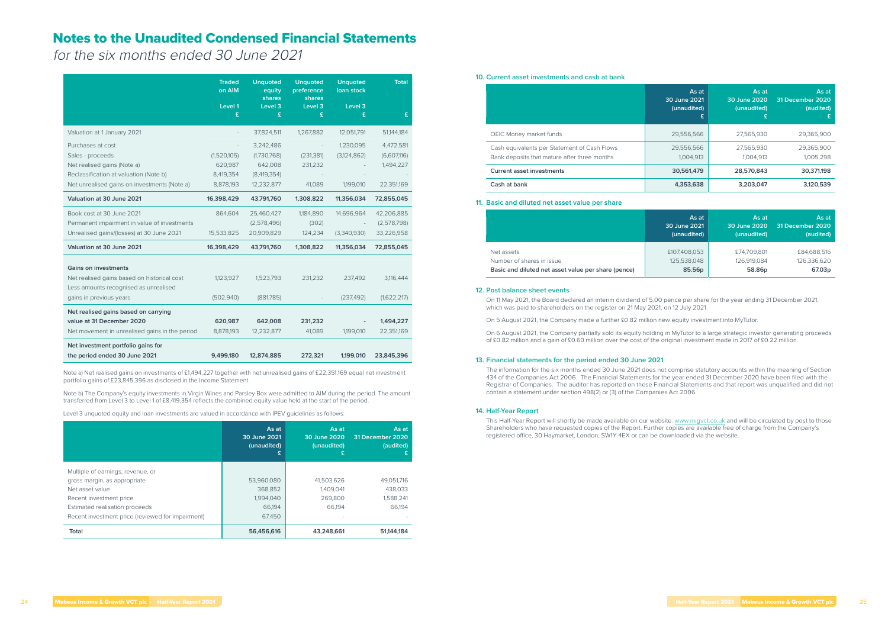# Notes to the Unaudited Condensed Financial Statements

*for the six months ended 30 June 2021*

| | Traded on AIM Level 1 £ | Unquoted equity shares Level 3 £ | Unquoted preference shares Level 3 £ | Unquoted loan stock Level 3 £ | Total £ |
|---|---|---|---|---|---|
| Valuation at 1 January 2021 | - | 37,824,511 | 1,267,882 | 12,051,791 | 51,144,184 |
| Purchases at cost | - | 3,242,486 | - | 1,230,095 | 4,472,581 |
| Sales - proceeds | (1,520,105) | (1,730,768) | (231,381) | (3,124,862) | (6,607,116) |
| Net realised gains (Note a) | 620,987 | 642,008 | 231,232 | - | 1,494,227 |
| Reclassification at valuation (Note b) | 8,419,354 | (8,419,354) | - | - | - |
| Net unrealised gains on investments (Note a) | 8,878,193 | 12,232,877 | 41,089 | 1,199,010 | 22,351,169 |
| **Valuation at 30 June 2021** | **16,398,429** | **43,791,760** | **1,308,822** | **11,356,034** | **72,855,045** |
| Book cost at 30 June 2021 | 864,604 | 25,460,427 | 1,184,890 | 14,696,964 | 42,206,885 |
| Permanent impairment in value of investments | | (2,578,496) | (302) | - | (2,578,798) |
| Unrealised gains/(losses) at 30 June 2021 | 15,533,825 | 20,909,829 | 124,234 | (3,340,930) | 33,226,958 |
| **Valuation at 30 June 2021** | **16,398,429** | **43,791,760** | **1,308,822** | **11,356,034** | **72,855,045** |
| **Gains on investments** | | | | | |
| Net realised gains based on historical cost | 1,123,927 | 1,523,793 | 231,232 | 237,492 | 3,116,444 |
| Less amounts recognised as unrealised gains in previous years | (502,940) | (881,785) | - | (237,492) | (1,622,217) |
| **Net realised gains based on carrying value at 31 December 2020** | **620,987** | **642,008** | **231,232** | **-** | **1,494,227** |
| Net movement in unrealised gains in the period | 8,878,193 | 12,232,877 | 41,089 | 1,199,010 | 22,351,169 |
| **Net investment portfolio gains for the period ended 30 June 2021** | **9,499,180** | **12,874,885** | **272,321** | **1,199,010** | **23,845,396** |

Note a) Net realised gains on investments of £1,494,227 together with net unrealised gains of £22,351,169 equal net investment portfolio gains of £23,845,396 as disclosed in the Income Statement.

Note b) The Company's equity investments in Virgin Wines and Parsley Box were admitted to AIM during the period. The amount transferred from Level 3 to Level 1 of £8,419,354 reflects the combined equity value held at the start of the period.

Level 3 unquoted equity and loan investments are valued in accordance with IPEV guidelines as follows:

| | As at 30 June 2021 (unaudited) £ | As at 30 June 2020 (unaudited) £ | As at 31 December 2020 (audited) £ |
|---|---|---|---|
| Multiple of earnings, revenue, or gross margin, as appropriate | 53,960,080 | 41,503,626 | 49,051,716 |
| Net asset value | 368,852 | 1,409,041 | 438,033 |
| Recent investment price | 1,994,040 | 269,800 | 1,588,241 |
| Estimated realisation proceeds | 66,194 | 66,194 | 66,194 |
| Recent investment price (reviewed for impairment) | 67,450 | - | - |
| **Total** | **56,456,616** | **43,248,661** | **51,144,184** |

## 10. Current asset investments and cash at bank

| | As at 30 June 2021 (unaudited) £ | As at 30 June 2020 (unaudited) £ | As at 31 December 2020 (audited) £ |
|---|---|---|---|
| OEIC Money market funds | 29,556,566 | 27,565,930 | 29,365,900 |
| Cash equivalents per Statement of Cash Flows | 29,556,566 | 27,565,930 | 29,365,900 |
| Bank deposits that mature after three months | 1,004,913 | 1,004,913 | 1,005,298 |
| **Current asset investments** | **30,561,479** | **28,570,843** | **30,371,198** |
| **Cash at bank** | **4,353,638** | **3,203,047** | **3,120,539** |

## 11. Basic and diluted net asset value per share

| | As at 30 June 2021 (unaudited) | As at 30 June 2020 (unaudited) | As at 31 December 2020 (audited) |
|---|---|---|---|
| Net assets | £107,408,053 | £74,709,801 | £84,688,516 |
| Number of shares in issue | 125,538,048 | 126,919,084 | 126,336,620 |
| **Basic and diluted net asset value per share (pence)** | **85.56p** | **58.86p** | **67.03p** |

## 12. Post balance sheet events

On 11 May 2021, the Board declared an interim dividend of 5.00 pence per share for the year ending 31 December 2021, which was paid to shareholders on the register on 21 May 2021, on 12 July 2021.

On 5 August 2021, the Company made a further £0.82 million new equity investment into MyTutor.

On 6 August 2021, the Company partially sold its equity holding in MyTutor to a large strategic investor generating proceeds of £0.82 million and a gain of £0.60 million over the cost of the original investment made in 2017 of £0.22 million.

## 13. Financial statements for the period ended 30 June 2021

The information for the six months ended 30 June 2021 does not comprise statutory accounts within the meaning of Section 434 of the Companies Act 2006. The Financial Statements for the year ended 31 December 2020 have been filed with the Registrar of Companies. The auditor has reported on these Financial Statements and that report was unqualified and did not contain a statement under section 498(2) or (3) of the Companies Act 2006.

## 14. Half-Year Report

This Half-Year Report will shortly be made available on our website: www.migvct.co.uk and will be circulated by post to those Shareholders who have requested copies of the Report. Further copies are available free of charge from the Company's registered office, 30 Haymarket, London, SW1Y 4EX or can be downloaded via the website.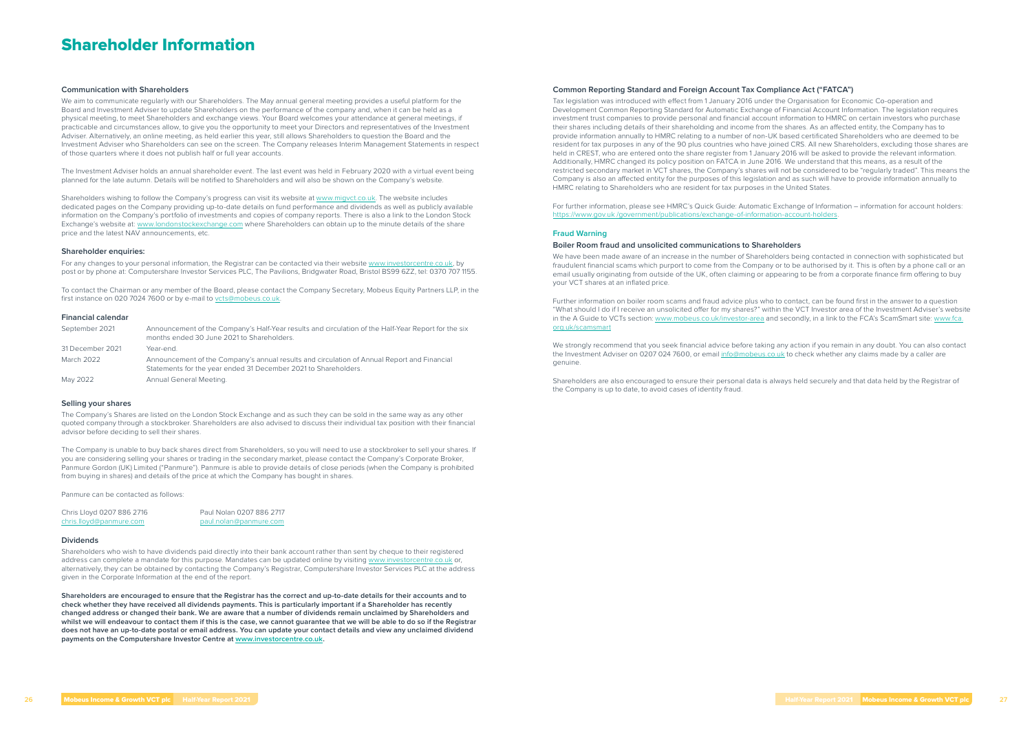# Shareholder Information

### Communication with Shareholders

We aim to communicate regularly with our Shareholders. The May annual general meeting provides a useful platform for the Board and Investment Adviser to update Shareholders on the performance of the company and, when it can be held as a physical meeting, to meet Shareholders and exchange views. Your Board welcomes your attendance at general meetings, if practicable and circumstances allow, to give you the opportunity to meet your Directors and representatives of the Investment Adviser. Alternatively, an online meeting, as held earlier this year, still allows Shareholders to question the Board and the Investment Adviser who Shareholders can see on the screen. The Company releases Interim Management Statements in respect of those quarters where it does not publish half or full year accounts.

The Investment Adviser holds an annual shareholder event. The last event was held in February 2020 with a virtual event being planned for the late autumn. Details will be notified to Shareholders and will also be shown on the Company's website.

Shareholders wishing to follow the Company's progress can visit its website at www.migvct.co.uk. The website includes dedicated pages on the Company providing up-to-date details on fund performance and dividends as well as publicly available information on the Company's portfolio of investments and copies of company reports. There is also a link to the London Stock Exchange's website at: www.londonstockexchange.com where Shareholders can obtain up to the minute details of the share price and the latest NAV announcements, etc.

### Shareholder enquiries:

For any changes to your personal information, the Registrar can be contacted via their website www.investorcentre.co.uk, by post or by phone at: Computershare Investor Services PLC, The Pavilions, Bridgwater Road, Bristol BS99 6ZZ, tel: 0370 707 1155.

To contact the Chairman or any member of the Board, please contact the Company Secretary, Mobeus Equity Partners LLP, in the first instance on 020 7024 7600 or by e-mail to vcts@mobeus.co.uk.

### Financial calendar

| | |
|---|---|
| September 2021 | Announcement of the Company's Half-Year results and circulation of the Half-Year Report for the six months ended 30 June 2021 to Shareholders. |
| 31 December 2021 | Year-end. |
| March 2022 | Announcement of the Company's annual results and circulation of Annual Report and Financial Statements for the year ended 31 December 2021 to Shareholders. |
| May 2022 | Annual General Meeting. |

### Selling your shares

The Company's Shares are listed on the London Stock Exchange and as such they can be sold in the same way as any other quoted company through a stockbroker. Shareholders are also advised to discuss their individual tax position with their financial advisor before deciding to sell their shares.

The Company is unable to buy back shares direct from Shareholders, so you will need to use a stockbroker to sell your shares. If you are considering selling your shares or trading in the secondary market, please contact the Company's Corporate Broker, Panmure Gordon (UK) Limited ("Panmure"). Panmure is able to provide details of close periods (when the Company is prohibited from buying in shares) and details of the price at which the Company has bought in shares.

Panmure can be contacted as follows:

| | |
|---|---|
| Chris Lloyd 0207 886 2716 | Paul Nolan 0207 886 2717 |
| chris.lloyd@panmure.com | paul.nolan@panmure.com |

### Dividends

Shareholders who wish to have dividends paid directly into their bank account rather than sent by cheque to their registered address can complete a mandate for this purpose. Mandates can be updated online by visiting www.investorcentre.co.uk or, alternatively, they can be obtained by contacting the Company's Registrar, Computershare Investor Services PLC at the address given in the Corporate Information at the end of the report.

**Shareholders are encouraged to ensure that the Registrar has the correct and up-to-date details for their accounts and to check whether they have received all dividends payments. This is particularly important if a Shareholder has recently changed address or changed their bank. We are aware that a number of dividends remain unclaimed by Shareholders and whilst we will endeavour to contact them if this is the case, we cannot guarantee that we will be able to do so if the Registrar does not have an up-to-date postal or email address. You can update your contact details and view any unclaimed dividend payments on the Computershare Investor Centre at www.investorcentre.co.uk.**

### Common Reporting Standard and Foreign Account Tax Compliance Act ("FATCA")

Tax legislation was introduced with effect from 1 January 2016 under the Organisation for Economic Co-operation and Development Common Reporting Standard for Automatic Exchange of Financial Account Information. The legislation requires investment trust companies to provide personal and financial account information to HMRC on certain investors who purchase their shares including details of their shareholding and income from the shares. As an affected entity, the Company has to provide information annually to HMRC relating to a number of non-UK based certificated Shareholders who are deemed to be resident for tax purposes in any of the 90 plus countries who have joined CRS. All new Shareholders, excluding those shares are held in CREST, who are entered onto the share register from 1 January 2016 will be asked to provide the relevant information. Additionally, HMRC changed its policy position on FATCA in June 2016. We understand that this means, as a result of the restricted secondary market in VCT shares, the Company's shares will not be considered to be "regularly traded". This means the Company is also an affected entity for the purposes of this legislation and as such will have to provide information annually to HMRC relating to Shareholders who are resident for tax purposes in the United States.

For further information, please see HMRC's Quick Guide: Automatic Exchange of Information – information for account holders: https://www.gov.uk/government/publications/exchange-of-information-account-holders.

## Fraud Warning

### Boiler Room fraud and unsolicited communications to Shareholders

We have been made aware of an increase in the number of Shareholders being contacted in connection with sophisticated but fraudulent financial scams which purport to come from the Company or to be authorised by it. This is often by a phone call or an email usually originating from outside of the UK, often claiming or appearing to be from a corporate finance firm offering to buy your VCT shares at an inflated price.

Further information on boiler room scams and fraud advice plus who to contact, can be found first in the answer to a question "What should I do if I receive an unsolicited offer for my shares?" within the VCT Investor area of the Investment Adviser's website in the A Guide to VCTs section: www.mobeus.co.uk/investor-area and secondly, in a link to the FCA's ScamSmart site: www.fca.org.uk/scamsmart

We strongly recommend that you seek financial advice before taking any action if you remain in any doubt. You can also contact the Investment Adviser on 0207 024 7600, or email info@mobeus.co.uk to check whether any claims made by a caller are genuine.

Shareholders are also encouraged to ensure their personal data is always held securely and that data held by the Registrar of the Company is up to date, to avoid cases of identity fraud.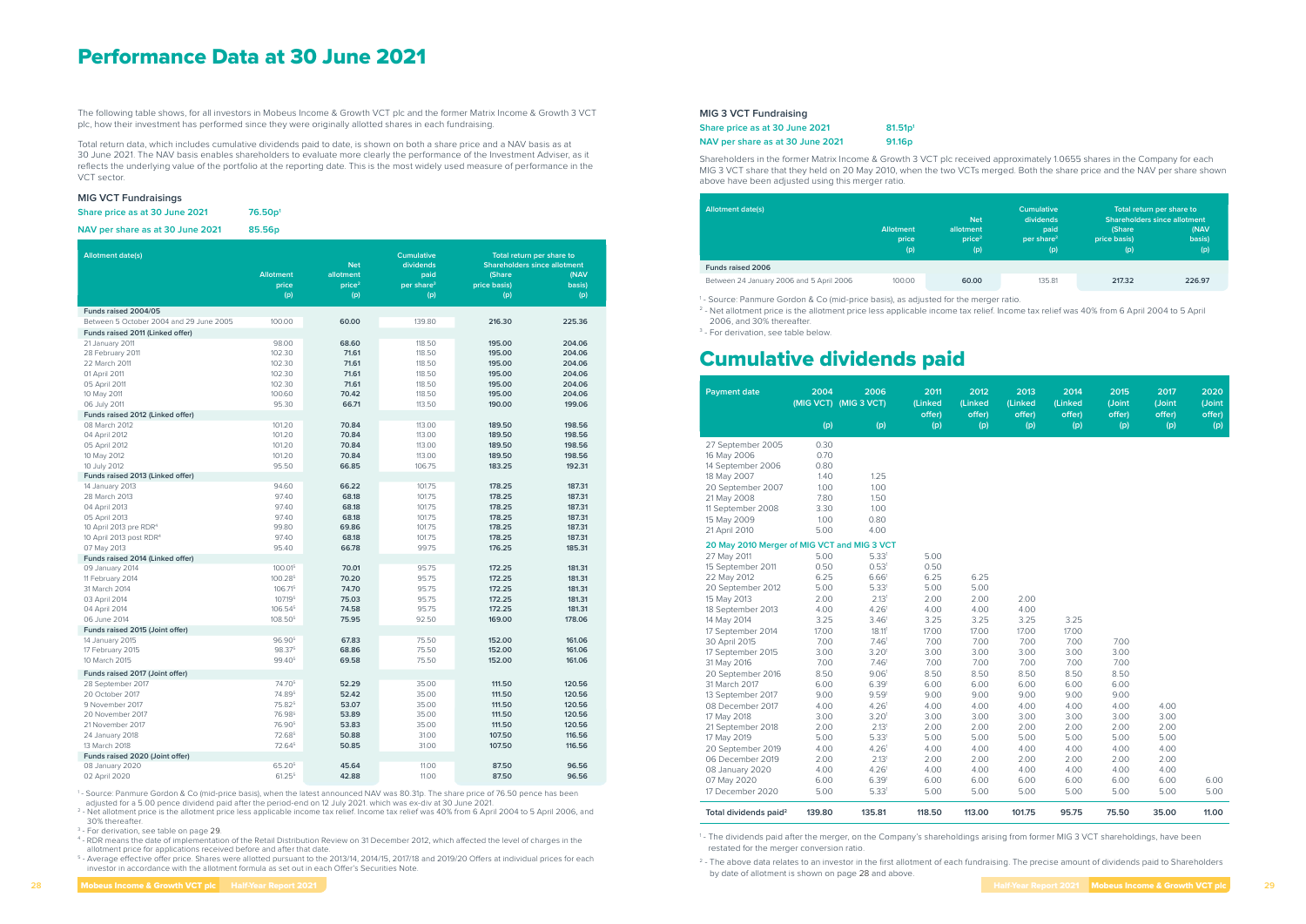# Performance Data at 30 June 2021

The following table shows, for all investors in Mobeus Income & Growth VCT plc and the former Matrix Income & Growth 3 VCT plc, how their investment has performed since they were originally allotted shares in each fundraising.

Total return data, which includes cumulative dividends paid to date, is shown on both a share price and a NAV basis as at 30 June 2021. The NAV basis enables shareholders to evaluate more clearly the performance of the Investment Adviser, as it reflects the underlying value of the portfolio at the reporting date. This is the most widely used measure of performance in the VCT sector.

### MIG VCT Fundraisings

**Share price as at 30 June 2021** 76.50p[1]

**NAV per share as at 30 June 2021** 85.56p

| Allotment date(s) | Allotment price (p) | Net allotment price[2] (p) | Cumulative dividends paid per share[3] (p) | Total return per share to Shareholders since allotment (Share price basis) (p) | (NAV basis) (p) |
|---|---|---|---|---|---|
| **Funds raised 2004/05** | | | | | |
| Between 5 October 2004 and 29 June 2005 | 100.00 | **60.00** | 139.80 | **216.30** | **225.36** |
| **Funds raised 2011 (Linked offer)** | | | | | |
| 21 January 2011 | 98.00 | **68.60** | 118.50 | **195.00** | **204.06** |
| 28 February 2011 | 102.30 | **71.61** | 118.50 | **195.00** | **204.06** |
| 22 March 2011 | 102.30 | **71.61** | 118.50 | **195.00** | **204.06** |
| 01 April 2011 | 102.30 | **71.61** | 118.50 | **195.00** | **204.06** |
| 05 April 2011 | 102.30 | **71.61** | 118.50 | **195.00** | **204.06** |
| 10 May 2011 | 100.60 | **70.42** | 118.50 | **195.00** | **204.06** |
| 06 July 2011 | 95.30 | **66.71** | 113.50 | **190.00** | **199.06** |
| **Funds raised 2012 (Linked offer)** | | | | | |
| 08 March 2012 | 101.20 | **70.84** | 113.00 | **189.50** | **198.56** |
| 04 April 2012 | 101.20 | **70.84** | 113.00 | **189.50** | **198.56** |
| 05 April 2012 | 101.20 | **70.84** | 113.00 | **189.50** | **198.56** |
| 10 May 2012 | 101.20 | **70.84** | 113.00 | **189.50** | **198.56** |
| 10 July 2012 | 95.50 | **66.85** | 106.75 | **183.25** | **192.31** |
| **Funds raised 2013 (Linked offer)** | | | | | |
| 14 January 2013 | 94.60 | **66.22** | 101.75 | **178.25** | **187.31** |
| 28 March 2013 | 97.40 | **68.18** | 101.75 | **178.25** | **187.31** |
| 04 April 2013 | 97.40 | **68.18** | 101.75 | **178.25** | **187.31** |
| 05 April 2013 | 97.40 | **68.18** | 101.75 | **178.25** | **187.31** |
| 10 April 2013 pre RDR[4] | 99.80 | **69.86** | 101.75 | **178.25** | **187.31** |
| 10 April 2013 post RDR[4] | 97.40 | **68.18** | 101.75 | **178.25** | **187.31** |
| 07 May 2013 | 95.40 | **66.78** | 99.75 | **176.25** | **185.31** |
| **Funds raised 2014 (Linked offer)** | | | | | |
| 09 January 2014 | 100.01[5] | **70.01** | 95.75 | **172.25** | **181.31** |
| 11 February 2014 | 100.28[5] | **70.20** | 95.75 | **172.25** | **181.31** |
| 31 March 2014 | 106.71[5] | **74.70** | 95.75 | **172.25** | **181.31** |
| 03 April 2014 | 107.19[5] | **75.03** | 95.75 | **172.25** | **181.31** |
| 04 April 2014 | 106.54[5] | **74.58** | 95.75 | **172.25** | **181.31** |
| 06 June 2014 | 108.50[5] | **75.95** | 92.50 | **169.00** | **178.06** |
| **Funds raised 2015 (Joint offer)** | | | | | |
| 14 January 2015 | 96.90[5] | **67.83** | 75.50 | **152.00** | **161.06** |
| 17 February 2015 | 98.37[5] | **68.86** | 75.50 | **152.00** | **161.06** |
| 10 March 2015 | 99.40[5] | **69.58** | 75.50 | **152.00** | **161.06** |
| **Funds raised 2017 (Joint offer)** | | | | | |
| 28 September 2017 | 74.70[5] | **52.29** | 35.00 | **111.50** | **120.56** |
| 20 October 2017 | 74.89[5] | **52.42** | 35.00 | **111.50** | **120.56** |
| 9 November 2017 | 75.82[5] | **53.07** | 35.00 | **111.50** | **120.56** |
| 20 November 2017 | 76.98[5] | **53.89** | 35.00 | **111.50** | **120.56** |
| 21 November 2017 | 76.90[5] | **53.83** | 35.00 | **111.50** | **120.56** |
| 24 January 2018 | 72.68[5] | **50.88** | 31.00 | **107.50** | **116.56** |
| 13 March 2018 | 72.64[5] | **50.85** | 31.00 | **107.50** | **116.56** |
| **Funds raised 2020 (Joint offer)** | | | | | |
| 08 January 2020 | 65.20[5] | **45.64** | 11.00 | **87.50** | **96.56** |
| 02 April 2020 | 61.25[5] | **42.88** | 11.00 | **87.50** | **96.56** |

[1] - Source: Panmure Gordon & Co (mid-price basis), when the latest announced NAV was 80.31p. The share price of 76.50 pence has been adjusted for a 5.00 pence dividend paid after the period-end on 12 July 2021. which was ex-div at 30 June 2021.

[2] - Net allotment price is the allotment price less applicable income tax relief. Income tax relief was 40% from 6 April 2004 to 5 April 2006, and 30% thereafter.

[3] - For derivation, see table on page 29.

[4] - RDR means the date of implementation of the Retail Distribution Review on 31 December 2012, which affected the level of charges in the allotment price for applications received before and after that date.

[5] - Average effective offer price. Shares were allotted pursuant to the 2013/14, 2014/15, 2017/18 and 2019/20 Offers at individual prices for each investor in accordance with the allotment formula as set out in each Offer's Securities Note.

### MIG 3 VCT Fundraising

**Share price as at 30 June 2021** 81.51p[1]

**NAV per share as at 30 June 2021** 91.16p

Shareholders in the former Matrix Income & Growth 3 VCT plc received approximately 1.0655 shares in the Company for each MIG 3 VCT share that they held on 20 May 2010, when the two VCTs merged. Both the share price and the NAV per share shown above have been adjusted using this merger ratio.

| Allotment date(s) | Allotment price (p) | Net allotment price[2] (p) | Cumulative dividends paid per share[3] (p) | Total return per share to Shareholders since allotment (Share price basis) (p) | (NAV basis) (p) |
|---|---|---|---|---|---|
| **Funds raised 2006** | | | | | |
| Between 24 January 2006 and 5 April 2006 | 100.00 | **60.00** | 135.81 | **217.32** | **226.97** |

[1] - Source: Panmure Gordon & Co (mid-price basis), as adjusted for the merger ratio.

[2] - Net allotment price is the allotment price less applicable income tax relief. Income tax relief was 40% from 6 April 2004 to 5 April 2006, and 30% thereafter.

[3] - For derivation, see table below.

# Cumulative dividends paid

| Payment date | 2004 (MIG VCT) (p) | 2006 (MIG 3 VCT) (p) | 2011 (Linked offer) (p) | 2012 (Linked offer) (p) | 2013 (Linked offer) (p) | 2014 (Linked offer) (p) | 2015 (Joint offer) (p) | 2017 (Joint offer) (p) | 2020 (Joint offer) (p) |
|---|---|---|---|---|---|---|---|---|---|
| 27 September 2005 | 0.30 | | | | | | | | |
| 16 May 2006 | 0.70 | | | | | | | | |
| 14 September 2006 | 0.80 | | | | | | | | |
| 18 May 2007 | 1.40 | 1.25 | | | | | | | |
| 20 September 2007 | 1.00 | 1.00 | | | | | | | |
| 21 May 2008 | 7.80 | 1.50 | | | | | | | |
| 11 September 2008 | 3.30 | 1.00 | | | | | | | |
| 15 May 2009 | 1.00 | 0.80 | | | | | | | |
| 21 April 2010 | 5.00 | 4.00 | | | | | | | |
| **20 May 2010 Merger of MIG VCT and MIG 3 VCT** | | | | | | | | | |
| 27 May 2011 | 5.00 | 5.33[1] | 5.00 | | | | | | |
| 15 September 2011 | 0.50 | 0.53[1] | 0.50 | | | | | | |
| 22 May 2012 | 6.25 | 6.66[1] | 6.25 | 6.25 | | | | | |
| 20 September 2012 | 5.00 | 5.33[1] | 5.00 | 5.00 | | | | | |
| 15 May 2013 | 2.00 | 2.13[1] | 2.00 | 2.00 | 2.00 | | | | |
| 18 September 2013 | 4.00 | 4.26[1] | 4.00 | 4.00 | 4.00 | | | | |
| 14 May 2014 | 3.25 | 3.46[1] | 3.25 | 3.25 | 3.25 | 3.25 | | | |
| 17 September 2014 | 17.00 | 18.11[1] | 17.00 | 17.00 | 17.00 | 17.00 | | | |
| 30 April 2015 | 7.00 | 7.46[1] | 7.00 | 7.00 | 7.00 | 7.00 | 7.00 | | |
| 17 September 2015 | 3.00 | 3.20[1] | 3.00 | 3.00 | 3.00 | 3.00 | 3.00 | | |
| 31 May 2016 | 7.00 | 7.46[1] | 7.00 | 7.00 | 7.00 | 7.00 | 7.00 | | |
| 20 September 2016 | 8.50 | 9.06[1] | 8.50 | 8.50 | 8.50 | 8.50 | 8.50 | | |
| 31 March 2017 | 6.00 | 6.39[1] | 6.00 | 6.00 | 6.00 | 6.00 | 6.00 | | |
| 13 September 2017 | 9.00 | 9.59[1] | 9.00 | 9.00 | 9.00 | 9.00 | 9.00 | | |
| 08 December 2017 | 4.00 | 4.26[1] | 4.00 | 4.00 | 4.00 | 4.00 | 4.00 | 4.00 | |
| 17 May 2018 | 3.00 | 3.20[1] | 3.00 | 3.00 | 3.00 | 3.00 | 3.00 | 3.00 | |
| 21 September 2018 | 2.00 | 2.13[1] | 2.00 | 2.00 | 2.00 | 2.00 | 2.00 | 2.00 | |
| 17 May 2019 | 5.00 | 5.33[1] | 5.00 | 5.00 | 5.00 | 5.00 | 5.00 | 5.00 | |
| 20 September 2019 | 4.00 | 4.26[1] | 4.00 | 4.00 | 4.00 | 4.00 | 4.00 | 4.00 | |
| 06 December 2019 | 2.00 | 2.13[1] | 2.00 | 2.00 | 2.00 | 2.00 | 2.00 | 2.00 | |
| 08 January 2020 | 4.00 | 4.26[1] | 4.00 | 4.00 | 4.00 | 4.00 | 4.00 | 4.00 | |
| 07 May 2020 | 6.00 | 6.39[1] | 6.00 | 6.00 | 6.00 | 6.00 | 6.00 | 6.00 | 6.00 |
| 17 December 2020 | 5.00 | 5.33[1] | 5.00 | 5.00 | 5.00 | 5.00 | 5.00 | 5.00 | 5.00 |
| **Total dividends paid[2]** | **139.80** | **135.81** | **118.50** | **113.00** | **101.75** | **95.75** | **75.50** | **35.00** | **11.00** |

[1] - The dividends paid after the merger, on the Company's shareholdings arising from former MIG 3 VCT shareholdings, have been restated for the merger conversion ratio.

[2] - The above data relates to an investor in the first allotment of each fundraising. The precise amount of dividends paid to Shareholders by date of allotment is shown on page 28 and above.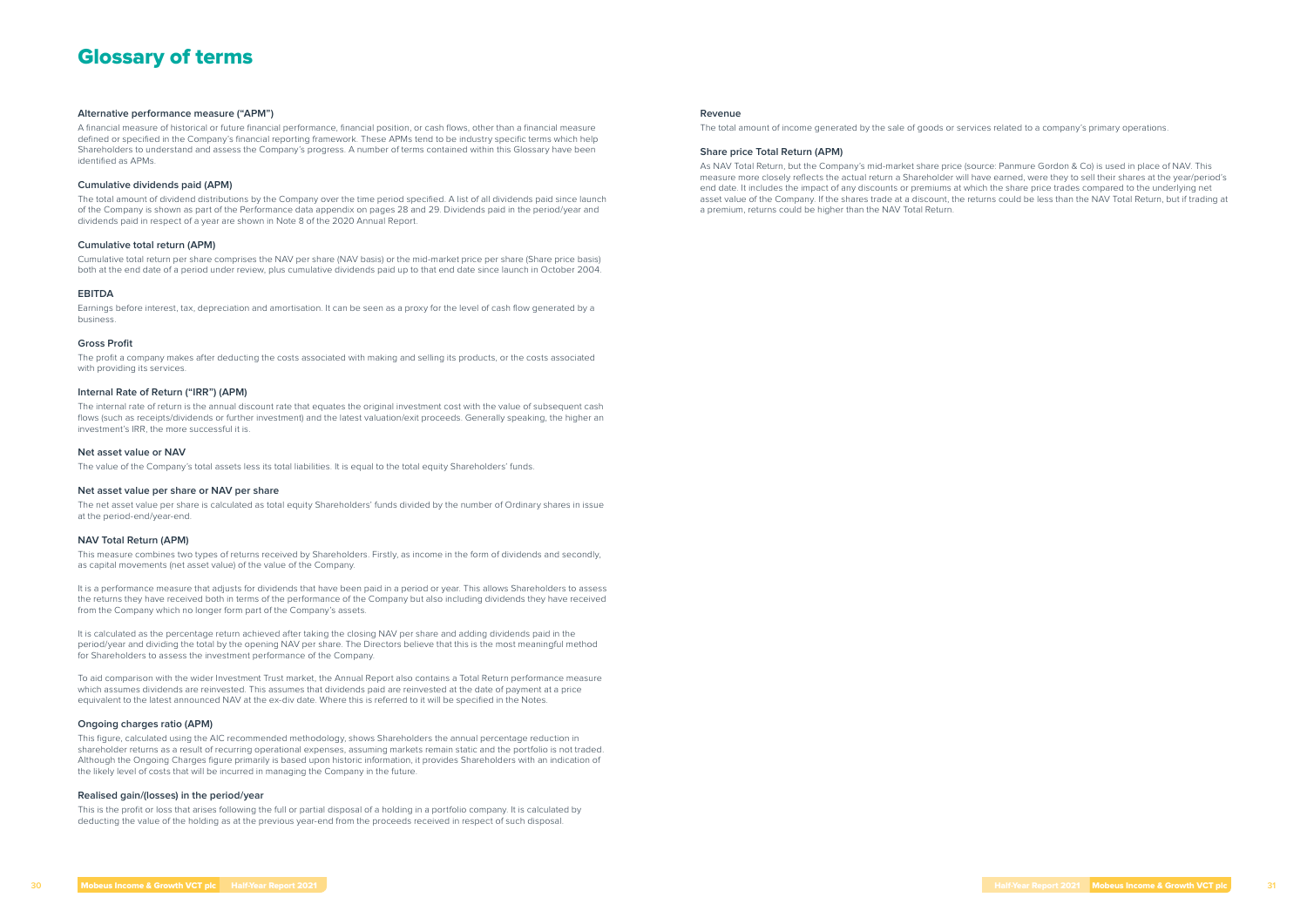# Glossary of terms

**Alternative performance measure ("APM")**

A financial measure of historical or future financial performance, financial position, or cash flows, other than a financial measure defined or specified in the Company's financial reporting framework. These APMs tend to be industry specific terms which help Shareholders to understand and assess the Company's progress. A number of terms contained within this Glossary have been identified as APMs.

**Cumulative dividends paid (APM)**

The total amount of dividend distributions by the Company over the time period specified. A list of all dividends paid since launch of the Company is shown as part of the Performance data appendix on pages 28 and 29. Dividends paid in the period/year and dividends paid in respect of a year are shown in Note 8 of the 2020 Annual Report.

**Cumulative total return (APM)**

Cumulative total return per share comprises the NAV per share (NAV basis) or the mid-market price per share (Share price basis) both at the end date of a period under review, plus cumulative dividends paid up to that end date since launch in October 2004.

**EBITDA**

Earnings before interest, tax, depreciation and amortisation. It can be seen as a proxy for the level of cash flow generated by a business.

**Gross Profit**

The profit a company makes after deducting the costs associated with making and selling its products, or the costs associated with providing its services.

**Internal Rate of Return ("IRR") (APM)**

The internal rate of return is the annual discount rate that equates the original investment cost with the value of subsequent cash flows (such as receipts/dividends or further investment) and the latest valuation/exit proceeds. Generally speaking, the higher an investment's IRR, the more successful it is.

**Net asset value or NAV**

The value of the Company's total assets less its total liabilities. It is equal to the total equity Shareholders' funds.

**Net asset value per share or NAV per share**

The net asset value per share is calculated as total equity Shareholders' funds divided by the number of Ordinary shares in issue at the period-end/year-end.

**NAV Total Return (APM)**

This measure combines two types of returns received by Shareholders. Firstly, as income in the form of dividends and secondly, as capital movements (net asset value) of the value of the Company.

It is a performance measure that adjusts for dividends that have been paid in a period or year. This allows Shareholders to assess the returns they have received both in terms of the performance of the Company but also including dividends they have received from the Company which no longer form part of the Company's assets.

It is calculated as the percentage return achieved after taking the closing NAV per share and adding dividends paid in the period/year and dividing the total by the opening NAV per share. The Directors believe that this is the most meaningful method for Shareholders to assess the investment performance of the Company.

To aid comparison with the wider Investment Trust market, the Annual Report also contains a Total Return performance measure which assumes dividends are reinvested. This assumes that dividends paid are reinvested at the date of payment at a price equivalent to the latest announced NAV at the ex-div date. Where this is referred to it will be specified in the Notes.

**Ongoing charges ratio (APM)**

This figure, calculated using the AIC recommended methodology, shows Shareholders the annual percentage reduction in shareholder returns as a result of recurring operational expenses, assuming markets remain static and the portfolio is not traded. Although the Ongoing Charges figure primarily is based upon historic information, it provides Shareholders with an indication of the likely level of costs that will be incurred in managing the Company in the future.

**Realised gain/(losses) in the period/year**

This is the profit or loss that arises following the full or partial disposal of a holding in a portfolio company. It is calculated by deducting the value of the holding as at the previous year-end from the proceeds received in respect of such disposal.

**Revenue**

The total amount of income generated by the sale of goods or services related to a company's primary operations.

**Share price Total Return (APM)**

As NAV Total Return, but the Company's mid-market share price (source: Panmure Gordon & Co) is used in place of NAV. This measure more closely reflects the actual return a Shareholder will have earned, were they to sell their shares at the year/period's end date. It includes the impact of any discounts or premiums at which the share price trades compared to the underlying net asset value of the Company. If the shares trade at a discount, the returns could be less than the NAV Total Return, but if trading at a premium, returns could be higher than the NAV Total Return.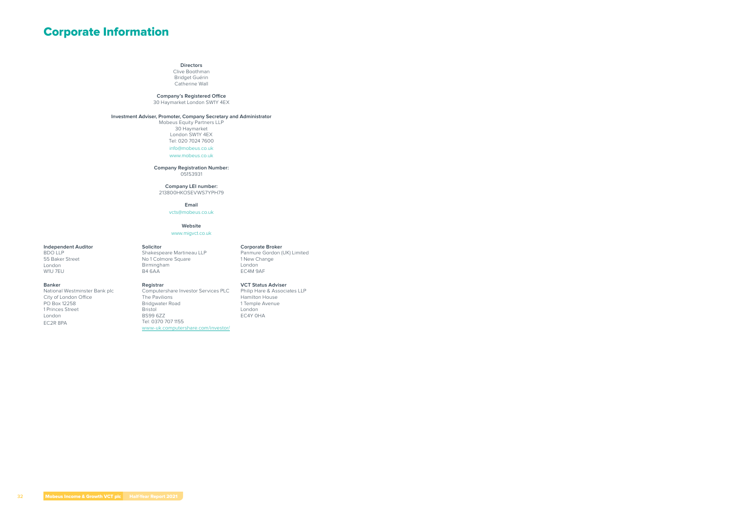# Corporate Information

**Directors**
Clive Boothman
Bridget Guérin
Catherine Wall

**Company's Registered Office**
30 Haymarket London SW1Y 4EX

**Investment Adviser, Promoter, Company Secretary and Administrator**
Mobeus Equity Partners LLP
30 Haymarket
London SW1Y 4EX
Tel: 020 7024 7600
info@mobeus.co.uk
www.mobeus.co.uk

**Company Registration Number:**
05153931

**Company LEI number:**
213800HKOSEVWS7YPH79

**Email**
vcts@mobeus.co.uk

**Website**
www.migvct.co.uk

**Independent Auditor**
BDO LLP
55 Baker Street
London
W1U 7EU

**Banker**
National Westminster Bank plc
City of London Office
PO Box 12258
1 Princes Street
London
EC2R 8PA

**Solicitor**
Shakespeare Martineau LLP
No 1 Colmore Square
Birmingham
B4 6AA

**Registrar**
Computershare Investor Services PLC
The Pavilions
Bridgwater Road
Bristol
BS99 6ZZ
Tel: 0370 707 1155
www-uk.computershare.com/investor/

**Corporate Broker**
Panmure Gordon (UK) Limited
1 New Change
London
EC4M 9AF

**VCT Status Adviser**
Philip Hare & Associates LLP
Hamilton House
1 Temple Avenue
London
EC4Y 0HA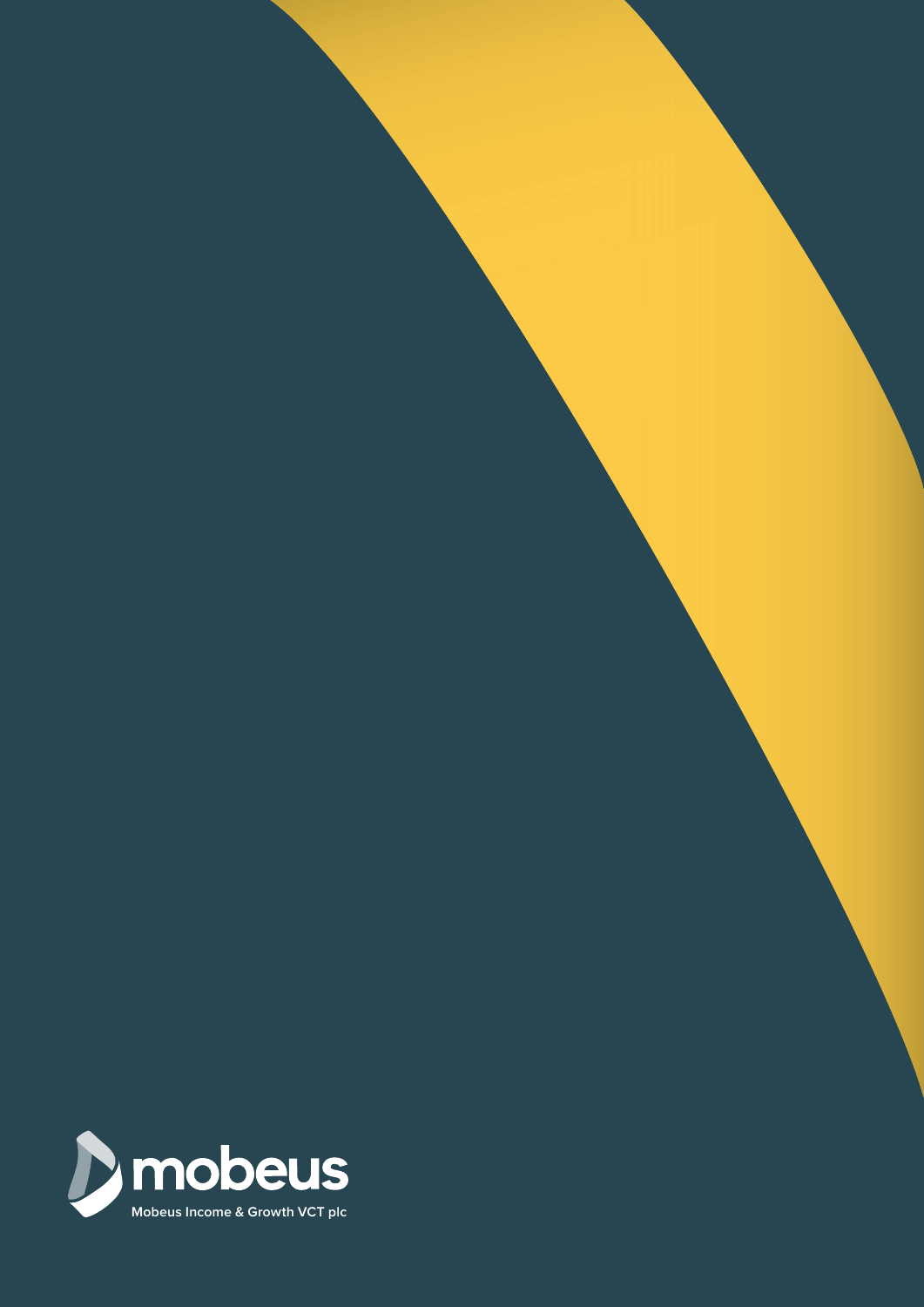mobeus

Mobeus Income & Growth VCT plc